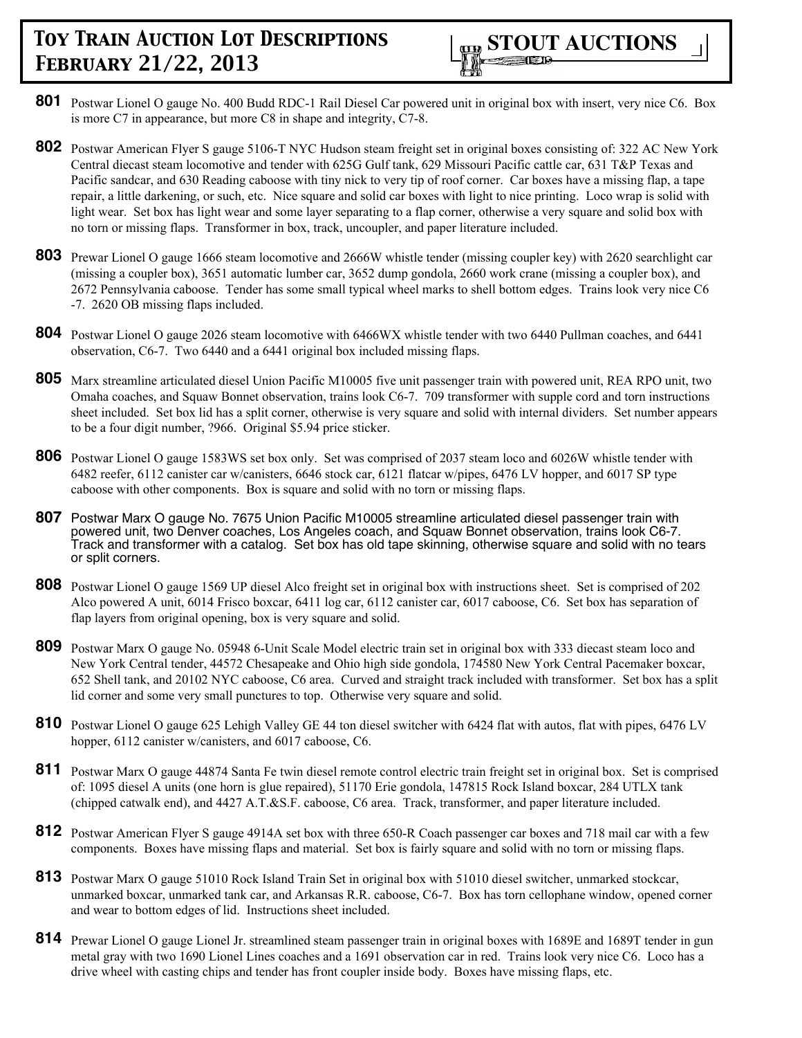# Toy Train Auction Lot Descriptions February 21/22, 2013

**STOUT AUCTIONS**

**801** Postwar Lionel O gauge No. 400 Budd RDC-1 Rail Diesel Car powered unit in original box with insert, very nice C6. Box is more C7 in appearance, but more C8 in shape and integrity, C7-8.

**802** Postwar American Flyer S gauge 5106-T NYC Hudson steam freight set in original boxes consisting of: 322 AC New York Central diecast steam locomotive and tender with 625G Gulf tank, 629 Missouri Pacific cattle car, 631 T&P Texas and Pacific sandcar, and 630 Reading caboose with tiny nick to very tip of roof corner. Car boxes have a missing flap, a tape repair, a little darkening, or such, etc. Nice square and solid car boxes with light to nice printing. Loco wrap is solid with light wear. Set box has light wear and some layer separating to a flap corner, otherwise a very square and solid box with no torn or missing flaps. Transformer in box, track, uncoupler, and paper literature included.

**803** Prewar Lionel O gauge 1666 steam locomotive and 2666W whistle tender (missing coupler key) with 2620 searchlight car (missing a coupler box), 3651 automatic lumber car, 3652 dump gondola, 2660 work crane (missing a coupler box), and 2672 Pennsylvania caboose. Tender has some small typical wheel marks to shell bottom edges. Trains look very nice C6 -7. 2620 OB missing flaps included.

**804** Postwar Lionel O gauge 2026 steam locomotive with 6466WX whistle tender with two 6440 Pullman coaches, and 6441 observation, C6-7. Two 6440 and a 6441 original box included missing flaps.

**805** Marx streamline articulated diesel Union Pacific M10005 five unit passenger train with powered unit, REA RPO unit, two Omaha coaches, and Squaw Bonnet observation, trains look C6-7. 709 transformer with supple cord and torn instructions sheet included. Set box lid has a split corner, otherwise is very square and solid with internal dividers. Set number appears to be a four digit number, ?966. Original $5.94 price sticker.

**806** Postwar Lionel O gauge 1583WS set box only. Set was comprised of 2037 steam loco and 6026W whistle tender with 6482 reefer, 6112 canister car w/canisters, 6646 stock car, 6121 flatcar w/pipes, 6476 LV hopper, and 6017 SP type caboose with other components. Box is square and solid with no torn or missing flaps.

**807** Postwar Marx O gauge No. 7675 Union Pacific M10005 streamline articulated diesel passenger train with powered unit, two Denver coaches, Los Angeles coach, and Squaw Bonnet observation, trains look C6-7. Track and transformer with a catalog. Set box has old tape skinning, otherwise square and solid with no tears or split corners.

**808** Postwar Lionel O gauge 1569 UP diesel Alco freight set in original box with instructions sheet. Set is comprised of 202 Alco powered A unit, 6014 Frisco boxcar, 6411 log car, 6112 canister car, 6017 caboose, C6. Set box has separation of flap layers from original opening, box is very square and solid.

**809** Postwar Marx O gauge No. 05948 6-Unit Scale Model electric train set in original box with 333 diecast steam loco and New York Central tender, 44572 Chesapeake and Ohio high side gondola, 174580 New York Central Pacemaker boxcar, 652 Shell tank, and 20102 NYC caboose, C6 area. Curved and straight track included with transformer. Set box has a split lid corner and some very small punctures to top. Otherwise very square and solid.

**810** Postwar Lionel O gauge 625 Lehigh Valley GE 44 ton diesel switcher with 6424 flat with autos, flat with pipes, 6476 LV hopper, 6112 canister w/canisters, and 6017 caboose, C6.

**811** Postwar Marx O gauge 44874 Santa Fe twin diesel remote control electric train freight set in original box. Set is comprised of: 1095 diesel A units (one horn is glue repaired), 51170 Erie gondola, 147815 Rock Island boxcar, 284 UTLX tank (chipped catwalk end), and 4427 A.T.&S.F. caboose, C6 area. Track, transformer, and paper literature included.

**812** Postwar American Flyer S gauge 4914A set box with three 650-R Coach passenger car boxes and 718 mail car with a few components. Boxes have missing flaps and material. Set box is fairly square and solid with no torn or missing flaps.

**813** Postwar Marx O gauge 51010 Rock Island Train Set in original box with 51010 diesel switcher, unmarked stockcar, unmarked boxcar, unmarked tank car, and Arkansas R.R. caboose, C6-7. Box has torn cellophane window, opened corner and wear to bottom edges of lid. Instructions sheet included.

**814** Prewar Lionel O gauge Lionel Jr. streamlined steam passenger train in original boxes with 1689E and 1689T tender in gun metal gray with two 1690 Lionel Lines coaches and a 1691 observation car in red. Trains look very nice C6. Loco has a drive wheel with casting chips and tender has front coupler inside body. Boxes have missing flaps, etc.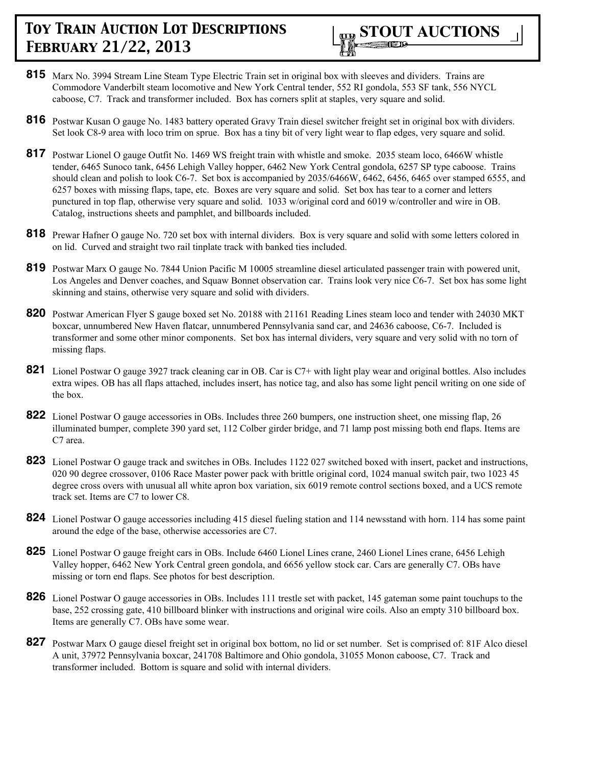**815** Marx No. 3994 Stream Line Steam Type Electric Train set in original box with sleeves and dividers. Trains are Commodore Vanderbilt steam locomotive and New York Central tender, 552 RI gondola, 553 SF tank, 556 NYCL caboose, C7. Track and transformer included. Box has corners split at staples, very square and solid.

**816** Postwar Kusan O gauge No. 1483 battery operated Gravy Train diesel switcher freight set in original box with dividers. Set look C8-9 area with loco trim on sprue. Box has a tiny bit of very light wear to flap edges, very square and solid.

**817** Postwar Lionel O gauge Outfit No. 1469 WS freight train with whistle and smoke. 2035 steam loco, 6466W whistle tender, 6465 Sunoco tank, 6456 Lehigh Valley hopper, 6462 New York Central gondola, 6257 SP type caboose. Trains should clean and polish to look C6-7. Set box is accompanied by 2035/6466W, 6462, 6456, 6465 over stamped 6555, and 6257 boxes with missing flaps, tape, etc. Boxes are very square and solid. Set box has tear to a corner and letters punctured in top flap, otherwise very square and solid. 1033 w/original cord and 6019 w/controller and wire in OB. Catalog, instructions sheets and pamphlet, and billboards included.

**818** Prewar Hafner O gauge No. 720 set box with internal dividers. Box is very square and solid with some letters colored in on lid. Curved and straight two rail tinplate track with banked ties included.

**819** Postwar Marx O gauge No. 7844 Union Pacific M 10005 streamline diesel articulated passenger train with powered unit, Los Angeles and Denver coaches, and Squaw Bonnet observation car. Trains look very nice C6-7. Set box has some light skinning and stains, otherwise very square and solid with dividers.

**820** Postwar American Flyer S gauge boxed set No. 20188 with 21161 Reading Lines steam loco and tender with 24030 MKT boxcar, unnumbered New Haven flatcar, unnumbered Pennsylvania sand car, and 24636 caboose, C6-7. Included is transformer and some other minor components. Set box has internal dividers, very square and very solid with no torn of missing flaps.

**821** Lionel Postwar O gauge 3927 track cleaning car in OB. Car is C7+ with light play wear and original bottles. Also includes extra wipes. OB has all flaps attached, includes insert, has notice tag, and also has some light pencil writing on one side of the box.

**822** Lionel Postwar O gauge accessories in OBs. Includes three 260 bumpers, one instruction sheet, one missing flap, 26 illuminated bumper, complete 390 yard set, 112 Colber girder bridge, and 71 lamp post missing both end flaps. Items are C7 area.

**823** Lionel Postwar O gauge track and switches in OBs. Includes 1122 027 switched boxed with insert, packet and instructions, 020 90 degree crossover, 0106 Race Master power pack with brittle original cord, 1024 manual switch pair, two 1023 45 degree cross overs with unusual all white apron box variation, six 6019 remote control sections boxed, and a UCS remote track set. Items are C7 to lower C8.

**824** Lionel Postwar O gauge accessories including 415 diesel fueling station and 114 newsstand with horn. 114 has some paint around the edge of the base, otherwise accessories are C7.

**825** Lionel Postwar O gauge freight cars in OBs. Include 6460 Lionel Lines crane, 2460 Lionel Lines crane, 6456 Lehigh Valley hopper, 6462 New York Central green gondola, and 6656 yellow stock car. Cars are generally C7. OBs have missing or torn end flaps. See photos for best description.

**826** Lionel Postwar O gauge accessories in OBs. Includes 111 trestle set with packet, 145 gateman some paint touchups to the base, 252 crossing gate, 410 billboard blinker with instructions and original wire coils. Also an empty 310 billboard box. Items are generally C7. OBs have some wear.

**827** Postwar Marx O gauge diesel freight set in original box bottom, no lid or set number. Set is comprised of: 81F Alco diesel A unit, 37972 Pennsylvania boxcar, 241708 Baltimore and Ohio gondola, 31055 Monon caboose, C7. Track and transformer included. Bottom is square and solid with internal dividers.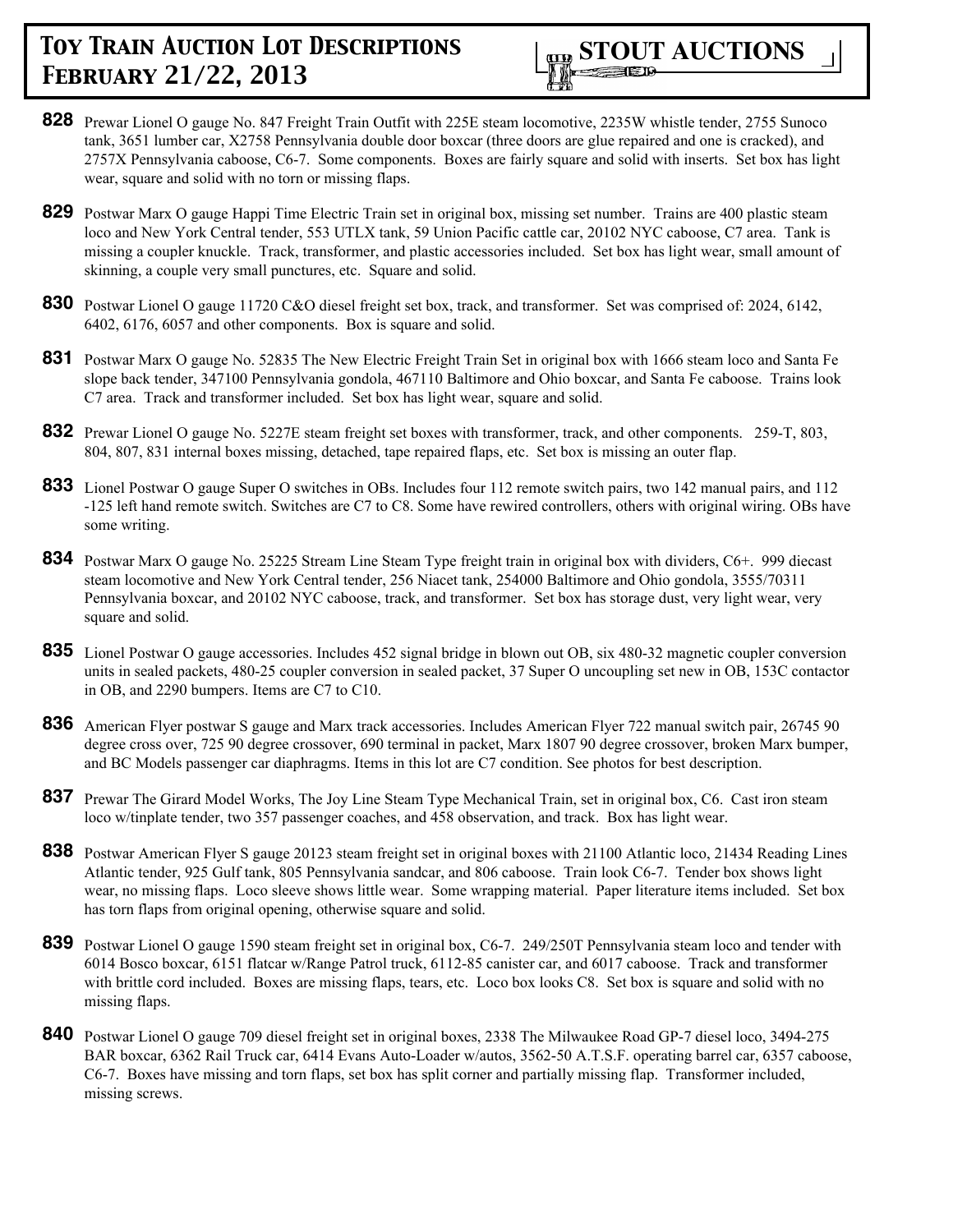**828** Prewar Lionel O gauge No. 847 Freight Train Outfit with 225E steam locomotive, 2235W whistle tender, 2755 Sunoco tank, 3651 lumber car, X2758 Pennsylvania double door boxcar (three doors are glue repaired and one is cracked), and 2757X Pennsylvania caboose, C6-7. Some components. Boxes are fairly square and solid with inserts. Set box has light wear, square and solid with no torn or missing flaps.

**829** Postwar Marx O gauge Happi Time Electric Train set in original box, missing set number. Trains are 400 plastic steam loco and New York Central tender, 553 UTLX tank, 59 Union Pacific cattle car, 20102 NYC caboose, C7 area. Tank is missing a coupler knuckle. Track, transformer, and plastic accessories included. Set box has light wear, small amount of skinning, a couple very small punctures, etc. Square and solid.

**830** Postwar Lionel O gauge 11720 C&O diesel freight set box, track, and transformer. Set was comprised of: 2024, 6142, 6402, 6176, 6057 and other components. Box is square and solid.

**831** Postwar Marx O gauge No. 52835 The New Electric Freight Train Set in original box with 1666 steam loco and Santa Fe slope back tender, 347100 Pennsylvania gondola, 467110 Baltimore and Ohio boxcar, and Santa Fe caboose. Trains look C7 area. Track and transformer included. Set box has light wear, square and solid.

**832** Prewar Lionel O gauge No. 5227E steam freight set boxes with transformer, track, and other components. 259-T, 803, 804, 807, 831 internal boxes missing, detached, tape repaired flaps, etc. Set box is missing an outer flap.

**833** Lionel Postwar O gauge Super O switches in OBs. Includes four 112 remote switch pairs, two 142 manual pairs, and 112 -125 left hand remote switch. Switches are C7 to C8. Some have rewired controllers, others with original wiring. OBs have some writing.

**834** Postwar Marx O gauge No. 25225 Stream Line Steam Type freight train in original box with dividers, C6+. 999 diecast steam locomotive and New York Central tender, 256 Niacet tank, 254000 Baltimore and Ohio gondola, 3555/70311 Pennsylvania boxcar, and 20102 NYC caboose, track, and transformer. Set box has storage dust, very light wear, very square and solid.

**835** Lionel Postwar O gauge accessories. Includes 452 signal bridge in blown out OB, six 480-32 magnetic coupler conversion units in sealed packets, 480-25 coupler conversion in sealed packet, 37 Super O uncoupling set new in OB, 153C contactor in OB, and 2290 bumpers. Items are C7 to C10.

**836** American Flyer postwar S gauge and Marx track accessories. Includes American Flyer 722 manual switch pair, 26745 90 degree cross over, 725 90 degree crossover, 690 terminal in packet, Marx 1807 90 degree crossover, broken Marx bumper, and BC Models passenger car diaphragms. Items in this lot are C7 condition. See photos for best description.

**837** Prewar The Girard Model Works, The Joy Line Steam Type Mechanical Train, set in original box, C6. Cast iron steam loco w/tinplate tender, two 357 passenger coaches, and 458 observation, and track. Box has light wear.

**838** Postwar American Flyer S gauge 20123 steam freight set in original boxes with 21100 Atlantic loco, 21434 Reading Lines Atlantic tender, 925 Gulf tank, 805 Pennsylvania sandcar, and 806 caboose. Train look C6-7. Tender box shows light wear, no missing flaps. Loco sleeve shows little wear. Some wrapping material. Paper literature items included. Set box has torn flaps from original opening, otherwise square and solid.

**839** Postwar Lionel O gauge 1590 steam freight set in original box, C6-7. 249/250T Pennsylvania steam loco and tender with 6014 Bosco boxcar, 6151 flatcar w/Range Patrol truck, 6112-85 canister car, and 6017 caboose. Track and transformer with brittle cord included. Boxes are missing flaps, tears, etc. Loco box looks C8. Set box is square and solid with no missing flaps.

**840** Postwar Lionel O gauge 709 diesel freight set in original boxes, 2338 The Milwaukee Road GP-7 diesel loco, 3494-275 BAR boxcar, 6362 Rail Truck car, 6414 Evans Auto-Loader w/autos, 3562-50 A.T.S.F. operating barrel car, 6357 caboose, C6-7. Boxes have missing and torn flaps, set box has split corner and partially missing flap. Transformer included, missing screws.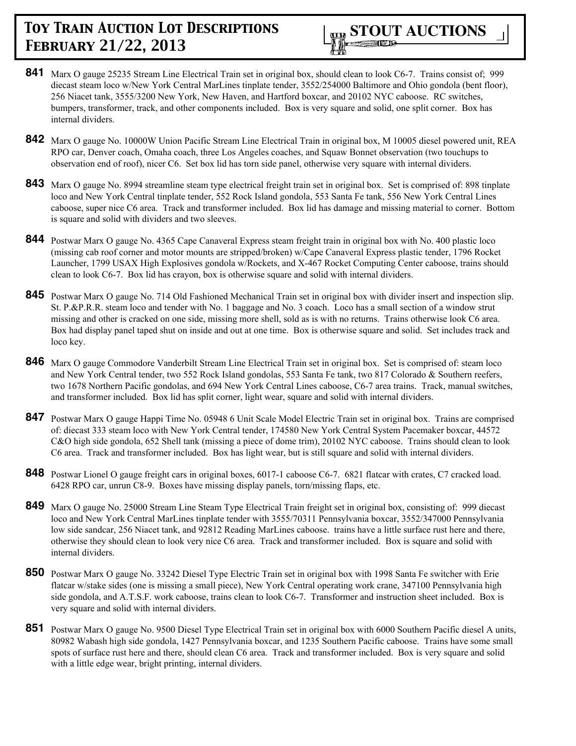**841** Marx O gauge 25235 Stream Line Electrical Train set in original box, should clean to look C6-7. Trains consist of; 999 diecast steam loco w/New York Central MarLines tinplate tender, 3552/254000 Baltimore and Ohio gondola (bent floor), 256 Niacet tank, 3555/3200 New York, New Haven, and Hartford boxcar, and 20102 NYC caboose. RC switches, bumpers, transformer, track, and other components included. Box is very square and solid, one split corner. Box has internal dividers.

**842** Marx O gauge No. 10000W Union Pacific Stream Line Electrical Train in original box, M 10005 diesel powered unit, REA RPO car, Denver coach, Omaha coach, three Los Angeles coaches, and Squaw Bonnet observation (two touchups to observation end of roof), nicer C6. Set box lid has torn side panel, otherwise very square with internal dividers.

**843** Marx O gauge No. 8994 streamline steam type electrical freight train set in original box. Set is comprised of: 898 tinplate loco and New York Central tinplate tender, 552 Rock Island gondola, 553 Santa Fe tank, 556 New York Central Lines caboose, super nice C6 area. Track and transformer included. Box lid has damage and missing material to corner. Bottom is square and solid with dividers and two sleeves.

**844** Postwar Marx O gauge No. 4365 Cape Canaveral Express steam freight train in original box with No. 400 plastic loco (missing cab roof corner and motor mounts are stripped/broken) w/Cape Canaveral Express plastic tender, 1796 Rocket Launcher, 1799 USAX High Explosives gondola w/Rockets, and X-467 Rocket Computing Center caboose, trains should clean to look C6-7. Box lid has crayon, box is otherwise square and solid with internal dividers.

**845** Postwar Marx O gauge No. 714 Old Fashioned Mechanical Train set in original box with divider insert and inspection slip. St. P.&P.R.R. steam loco and tender with No. 1 baggage and No. 3 coach. Loco has a small section of a window strut missing and other is cracked on one side, missing more shell, sold as is with no returns. Trains otherwise look C6 area. Box had display panel taped shut on inside and out at one time. Box is otherwise square and solid. Set includes track and loco key.

**846** Marx O gauge Commodore Vanderbilt Stream Line Electrical Train set in original box. Set is comprised of: steam loco and New York Central tender, two 552 Rock Island gondolas, 553 Santa Fe tank, two 817 Colorado & Southern reefers, two 1678 Northern Pacific gondolas, and 694 New York Central Lines caboose, C6-7 area trains. Track, manual switches, and transformer included. Box lid has split corner, light wear, square and solid with internal dividers.

**847** Postwar Marx O gauge Happi Time No. 05948 6 Unit Scale Model Electric Train set in original box. Trains are comprised of: diecast 333 steam loco with New York Central tender, 174580 New York Central System Pacemaker boxcar, 44572 C&O high side gondola, 652 Shell tank (missing a piece of dome trim), 20102 NYC caboose. Trains should clean to look C6 area. Track and transformer included. Box has light wear, but is still square and solid with internal dividers.

**848** Postwar Lionel O gauge freight cars in original boxes, 6017-1 caboose C6-7. 6821 flatcar with crates, C7 cracked load. 6428 RPO car, unrun C8-9. Boxes have missing display panels, torn/missing flaps, etc.

**849** Marx O gauge No. 25000 Stream Line Steam Type Electrical Train freight set in original box, consisting of: 999 diecast loco and New York Central MarLines tinplate tender with 3555/70311 Pennsylvania boxcar, 3552/347000 Pennsylvania low side sandcar, 256 Niacet tank, and 92812 Reading MarLines caboose. trains have a little surface rust here and there, otherwise they should clean to look very nice C6 area. Track and transformer included. Box is square and solid with internal dividers.

**850** Postwar Marx O gauge No. 33242 Diesel Type Electric Train set in original box with 1998 Santa Fe switcher with Erie flatcar w/stake sides (one is missing a small piece), New York Central operating work crane, 347100 Pennsylvania high side gondola, and A.T.S.F. work caboose, trains clean to look C6-7. Transformer and instruction sheet included. Box is very square and solid with internal dividers.

**851** Postwar Marx O gauge No. 9500 Diesel Type Electrical Train set in original box with 6000 Southern Pacific diesel A units, 80982 Wabash high side gondola, 1427 Pennsylvania boxcar, and 1235 Southern Pacific caboose. Trains have some small spots of surface rust here and there, should clean C6 area. Track and transformer included. Box is very square and solid with a little edge wear, bright printing, internal dividers.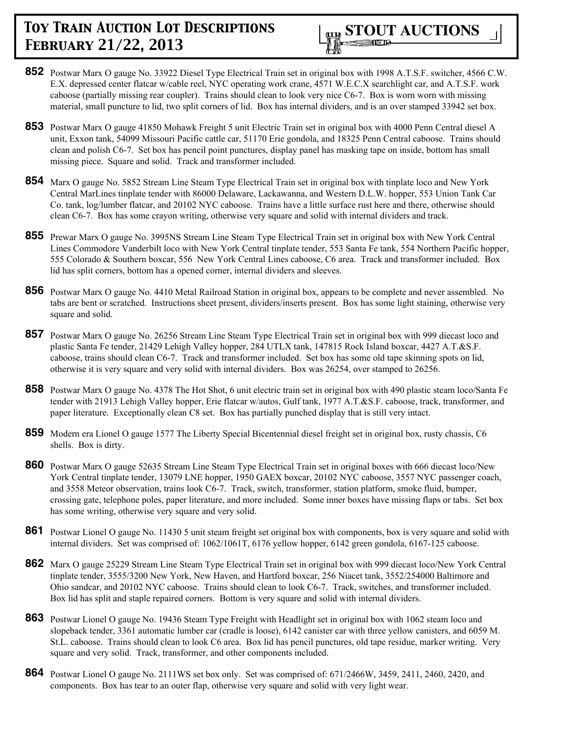**852** Postwar Marx O gauge No. 33922 Diesel Type Electrical Train set in original box with 1998 A.T.S.F. switcher, 4566 C.W. E.X. depressed center flatcar w/cable reel, NYC operating work crane, 4571 W.E.C.X searchlight car, and A.T.S.F. work caboose (partially missing rear coupler). Trains should clean to look very nice C6-7. Box is worn worn with missing material, small puncture to lid, two split corners of lid. Box has internal dividers, and is an over stamped 33942 set box.

**853** Postwar Marx O gauge 41850 Mohawk Freight 5 unit Electric Train set in original box with 4000 Penn Central diesel A unit, Exxon tank, 54099 Missouri Pacific cattle car, 51170 Erie gondola, and 18325 Penn Central caboose. Trains should clean and polish C6-7. Set box has pencil point punctures, display panel has masking tape on inside, bottom has small missing piece. Square and solid. Track and transformer included.

**854** Marx O gauge No. 5852 Stream Line Steam Type Electrical Train set in original box with tinplate loco and New York Central MarLines tinplate tender with 86000 Delaware, Lackawanna, and Western D.L.W. hopper, 553 Union Tank Car Co. tank, log/lumber flatcar, and 20102 NYC caboose. Trains have a little surface rust here and there, otherwise should clean C6-7. Box has some crayon writing, otherwise very square and solid with internal dividers and track.

**855** Prewar Marx O gauge No. 3995NS Stream Line Steam Type Electrical Train set in original box with New York Central Lines Commodore Vanderbilt loco with New York Central tinplate tender, 553 Santa Fe tank, 554 Northern Pacific hopper, 555 Colorado & Southern boxcar, 556 New York Central Lines caboose, C6 area. Track and transformer included. Box lid has split corners, bottom has a opened corner, internal dividers and sleeves.

**856** Postwar Marx O gauge No. 4410 Metal Railroad Station in original box, appears to be complete and never assembled. No tabs are bent or scratched. Instructions sheet present, dividers/inserts present. Box has some light staining, otherwise very square and solid.

**857** Postwar Marx O gauge No. 26256 Stream Line Steam Type Electrical Train set in original box with 999 diecast loco and plastic Santa Fe tender, 21429 Lehigh Valley hopper, 284 UTLX tank, 147815 Rock Island boxcar, 4427 A.T.&S.F. caboose, trains should clean C6-7. Track and transformer included. Set box has some old tape skinning spots on lid, otherwise it is very square and very solid with internal dividers. Box was 26254, over stamped to 26256.

**858** Postwar Marx O gauge No. 4378 The Hot Shot, 6 unit electric train set in original box with 490 plastic steam loco/Santa Fe tender with 21913 Lehigh Valley hopper, Erie flatcar w/autos, Gulf tank, 1977 A.T.&S.F. caboose, track, transformer, and paper literature. Exceptionally clean C8 set. Box has partially punched display that is still very intact.

**859** Modern era Lionel O gauge 1577 The Liberty Special Bicentennial diesel freight set in original box, rusty chassis, C6 shells. Box is dirty.

**860** Postwar Marx O gauge 52635 Stream Line Steam Type Electrical Train set in original boxes with 666 diecast loco/New York Central tinplate tender, 13079 LNE hopper, 1950 GAEX boxcar, 20102 NYC caboose, 3557 NYC passenger coach, and 3558 Meteor observation, trains look C6-7. Track, switch, transformer, station platform, smoke fluid, bumper, crossing gate, telephone poles, paper literature, and more included. Some inner boxes have missing flaps or tabs. Set box has some writing, otherwise very square and very solid.

**861** Postwar Lionel O gauge No. 11430 5 unit steam freight set original box with components, box is very square and solid with internal dividers. Set was comprised of: 1062/1061T, 6176 yellow hopper, 6142 green gondola, 6167-125 caboose.

**862** Marx O gauge 25229 Stream Line Steam Type Electrical Train set in original box with 999 diecast loco/New York Central tinplate tender, 3555/3200 New York, New Haven, and Hartford boxcar, 256 Niacet tank, 3552/254000 Baltimore and Ohio sandcar, and 20102 NYC caboose. Trains should clean to look C6-7. Track, switches, and transformer included. Box lid has split and staple repaired corners. Bottom is very square and solid with internal dividers.

**863** Postwar Lionel O gauge No. 19436 Steam Type Freight with Headlight set in original box with 1062 steam loco and slopeback tender, 3361 automatic lumber car (cradle is loose), 6142 canister car with three yellow canisters, and 6059 M. St.L. caboose. Trains should clean to look C6 area. Box lid has pencil punctures, old tape residue, marker writing. Very square and very solid. Track, transformer, and other components included.

**864** Postwar Lionel O gauge No. 2111WS set box only. Set was comprised of: 671/2466W, 3459, 2411, 2460, 2420, and components. Box has tear to an outer flap, otherwise very square and solid with very light wear.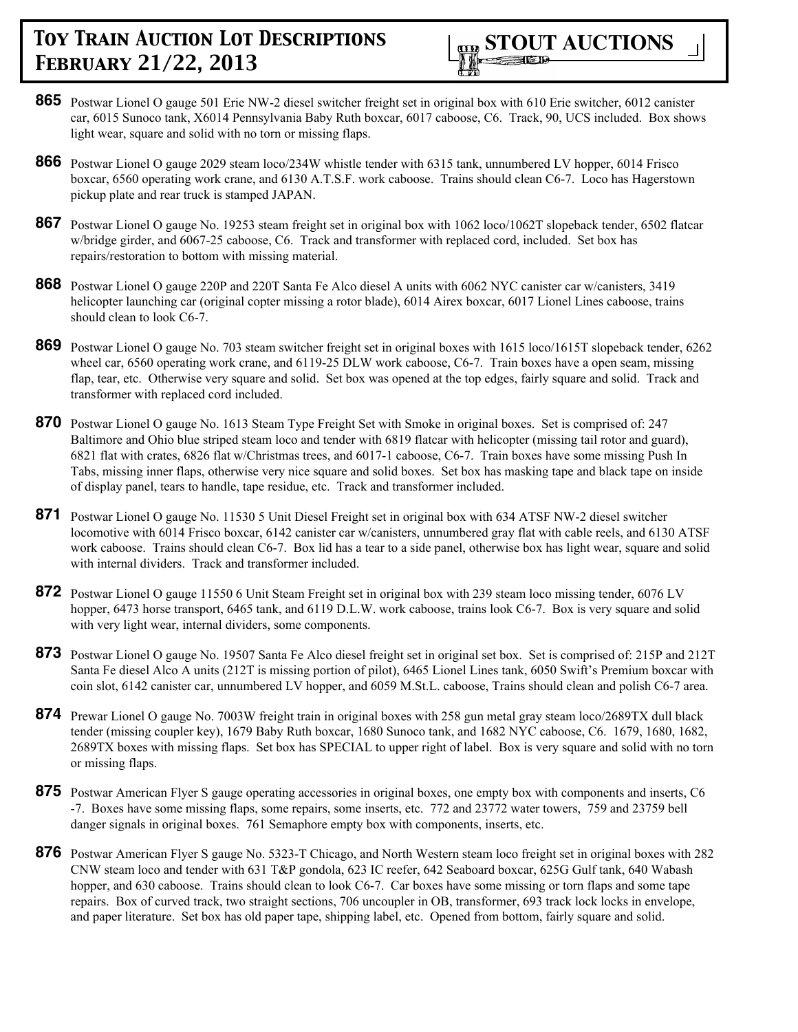**865** Postwar Lionel O gauge 501 Erie NW-2 diesel switcher freight set in original box with 610 Erie switcher, 6012 canister car, 6015 Sunoco tank, X6014 Pennsylvania Baby Ruth boxcar, 6017 caboose, C6. Track, 90, UCS included. Box shows light wear, square and solid with no torn or missing flaps.

**866** Postwar Lionel O gauge 2029 steam loco/234W whistle tender with 6315 tank, unnumbered LV hopper, 6014 Frisco boxcar, 6560 operating work crane, and 6130 A.T.S.F. work caboose. Trains should clean C6-7. Loco has Hagerstown pickup plate and rear truck is stamped JAPAN.

**867** Postwar Lionel O gauge No. 19253 steam freight set in original box with 1062 loco/1062T slopeback tender, 6502 flatcar w/bridge girder, and 6067-25 caboose, C6. Track and transformer with replaced cord, included. Set box has repairs/restoration to bottom with missing material.

**868** Postwar Lionel O gauge 220P and 220T Santa Fe Alco diesel A units with 6062 NYC canister car w/canisters, 3419 helicopter launching car (original copter missing a rotor blade), 6014 Airex boxcar, 6017 Lionel Lines caboose, trains should clean to look C6-7.

**869** Postwar Lionel O gauge No. 703 steam switcher freight set in original boxes with 1615 loco/1615T slopeback tender, 6262 wheel car, 6560 operating work crane, and 6119-25 DLW work caboose, C6-7. Train boxes have a open seam, missing flap, tear, etc. Otherwise very square and solid. Set box was opened at the top edges, fairly square and solid. Track and transformer with replaced cord included.

**870** Postwar Lionel O gauge No. 1613 Steam Type Freight Set with Smoke in original boxes. Set is comprised of: 247 Baltimore and Ohio blue striped steam loco and tender with 6819 flatcar with helicopter (missing tail rotor and guard), 6821 flat with crates, 6826 flat w/Christmas trees, and 6017-1 caboose, C6-7. Train boxes have some missing Push In Tabs, missing inner flaps, otherwise very nice square and solid boxes. Set box has masking tape and black tape on inside of display panel, tears to handle, tape residue, etc. Track and transformer included.

**871** Postwar Lionel O gauge No. 11530 5 Unit Diesel Freight set in original box with 634 ATSF NW-2 diesel switcher locomotive with 6014 Frisco boxcar, 6142 canister car w/canisters, unnumbered gray flat with cable reels, and 6130 ATSF work caboose. Trains should clean C6-7. Box lid has a tear to a side panel, otherwise box has light wear, square and solid with internal dividers. Track and transformer included.

**872** Postwar Lionel O gauge 11550 6 Unit Steam Freight set in original box with 239 steam loco missing tender, 6076 LV hopper, 6473 horse transport, 6465 tank, and 6119 D.L.W. work caboose, trains look C6-7. Box is very square and solid with very light wear, internal dividers, some components.

**873** Postwar Lionel O gauge No. 19507 Santa Fe Alco diesel freight set in original set box. Set is comprised of: 215P and 212T Santa Fe diesel Alco A units (212T is missing portion of pilot), 6465 Lionel Lines tank, 6050 Swift's Premium boxcar with coin slot, 6142 canister car, unnumbered LV hopper, and 6059 M.St.L. caboose, Trains should clean and polish C6-7 area.

**874** Prewar Lionel O gauge No. 7003W freight train in original boxes with 258 gun metal gray steam loco/2689TX dull black tender (missing coupler key), 1679 Baby Ruth boxcar, 1680 Sunoco tank, and 1682 NYC caboose, C6. 1679, 1680, 1682, 2689TX boxes with missing flaps. Set box has SPECIAL to upper right of label. Box is very square and solid with no torn or missing flaps.

**875** Postwar American Flyer S gauge operating accessories in original boxes, one empty box with components and inserts, C6 -7. Boxes have some missing flaps, some repairs, some inserts, etc. 772 and 23772 water towers, 759 and 23759 bell danger signals in original boxes. 761 Semaphore empty box with components, inserts, etc.

**876** Postwar American Flyer S gauge No. 5323-T Chicago, and North Western steam loco freight set in original boxes with 282 CNW steam loco and tender with 631 T&P gondola, 623 IC reefer, 642 Seaboard boxcar, 625G Gulf tank, 640 Wabash hopper, and 630 caboose. Trains should clean to look C6-7. Car boxes have some missing or torn flaps and some tape repairs. Box of curved track, two straight sections, 706 uncoupler in OB, transformer, 693 track lock locks in envelope, and paper literature. Set box has old paper tape, shipping label, etc. Opened from bottom, fairly square and solid.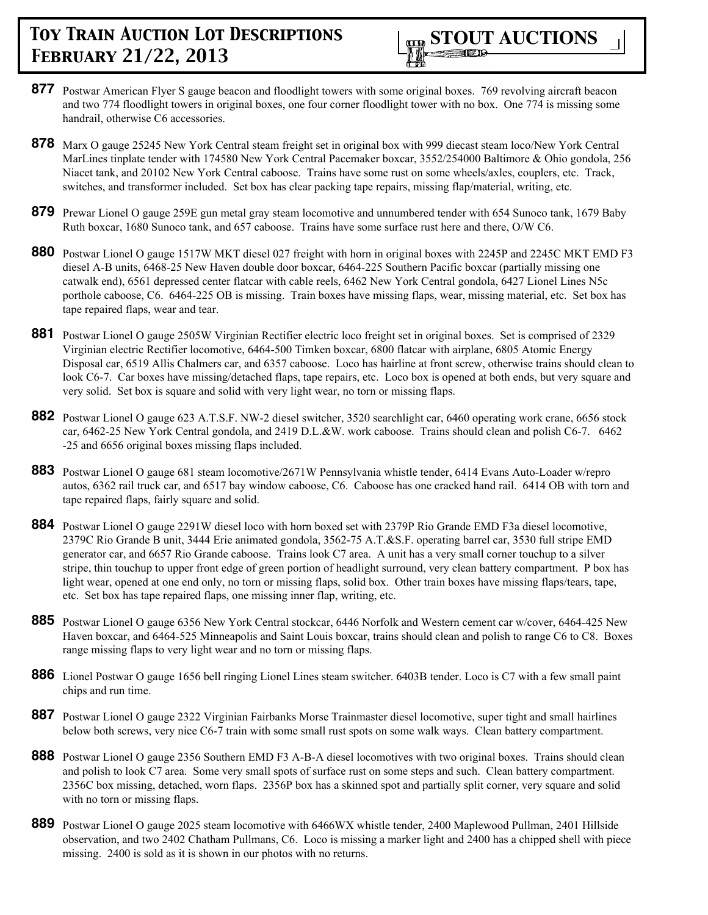**877** Postwar American Flyer S gauge beacon and floodlight towers with some original boxes. 769 revolving aircraft beacon and two 774 floodlight towers in original boxes, one four corner floodlight tower with no box. One 774 is missing some handrail, otherwise C6 accessories.

**878** Marx O gauge 25245 New York Central steam freight set in original box with 999 diecast steam loco/New York Central MarLines tinplate tender with 174580 New York Central Pacemaker boxcar, 3552/254000 Baltimore & Ohio gondola, 256 Niacet tank, and 20102 New York Central caboose. Trains have some rust on some wheels/axles, couplers, etc. Track, switches, and transformer included. Set box has clear packing tape repairs, missing flap/material, writing, etc.

**879** Prewar Lionel O gauge 259E gun metal gray steam locomotive and unnumbered tender with 654 Sunoco tank, 1679 Baby Ruth boxcar, 1680 Sunoco tank, and 657 caboose. Trains have some surface rust here and there, O/W C6.

**880** Postwar Lionel O gauge 1517W MKT diesel 027 freight with horn in original boxes with 2245P and 2245C MKT EMD F3 diesel A-B units, 6468-25 New Haven double door boxcar, 6464-225 Southern Pacific boxcar (partially missing one catwalk end), 6561 depressed center flatcar with cable reels, 6462 New York Central gondola, 6427 Lionel Lines N5c porthole caboose, C6. 6464-225 OB is missing. Train boxes have missing flaps, wear, missing material, etc. Set box has tape repaired flaps, wear and tear.

**881** Postwar Lionel O gauge 2505W Virginian Rectifier electric loco freight set in original boxes. Set is comprised of 2329 Virginian electric Rectifier locomotive, 6464-500 Timken boxcar, 6800 flatcar with airplane, 6805 Atomic Energy Disposal car, 6519 Allis Chalmers car, and 6357 caboose. Loco has hairline at front screw, otherwise trains should clean to look C6-7. Car boxes have missing/detached flaps, tape repairs, etc. Loco box is opened at both ends, but very square and very solid. Set box is square and solid with very light wear, no torn or missing flaps.

**882** Postwar Lionel O gauge 623 A.T.S.F. NW-2 diesel switcher, 3520 searchlight car, 6460 operating work crane, 6656 stock car, 6462-25 New York Central gondola, and 2419 D.L.&W. work caboose. Trains should clean and polish C6-7. 6462-25 and 6656 original boxes missing flaps included.

**883** Postwar Lionel O gauge 681 steam locomotive/2671W Pennsylvania whistle tender, 6414 Evans Auto-Loader w/repro autos, 6362 rail truck car, and 6517 bay window caboose, C6. Caboose has one cracked hand rail. 6414 OB with torn and tape repaired flaps, fairly square and solid.

**884** Postwar Lionel O gauge 2291W diesel loco with horn boxed set with 2379P Rio Grande EMD F3a diesel locomotive, 2379C Rio Grande B unit, 3444 Erie animated gondola, 3562-75 A.T.&S.F. operating barrel car, 3530 full stripe EMD generator car, and 6657 Rio Grande caboose. Trains look C7 area. A unit has a very small corner touchup to a silver stripe, thin touchup to upper front edge of green portion of headlight surround, very clean battery compartment. P box has light wear, opened at one end only, no torn or missing flaps, solid box. Other train boxes have missing flaps/tears, tape, etc. Set box has tape repaired flaps, one missing inner flap, writing, etc.

**885** Postwar Lionel O gauge 6356 New York Central stockcar, 6446 Norfolk and Western cement car w/cover, 6464-425 New Haven boxcar, and 6464-525 Minneapolis and Saint Louis boxcar, trains should clean and polish to range C6 to C8. Boxes range missing flaps to very light wear and no torn or missing flaps.

**886** Lionel Postwar O gauge 1656 bell ringing Lionel Lines steam switcher. 6403B tender. Loco is C7 with a few small paint chips and run time.

**887** Postwar Lionel O gauge 2322 Virginian Fairbanks Morse Trainmaster diesel locomotive, super tight and small hairlines below both screws, very nice C6-7 train with some small rust spots on some walk ways. Clean battery compartment.

**888** Postwar Lionel O gauge 2356 Southern EMD F3 A-B-A diesel locomotives with two original boxes. Trains should clean and polish to look C7 area. Some very small spots of surface rust on some steps and such. Clean battery compartment. 2356C box missing, detached, worn flaps. 2356P box has a skinned spot and partially split corner, very square and solid with no torn or missing flaps.

**889** Postwar Lionel O gauge 2025 steam locomotive with 6466WX whistle tender, 2400 Maplewood Pullman, 2401 Hillside observation, and two 2402 Chatham Pullmans, C6. Loco is missing a marker light and 2400 has a chipped shell with piece missing. 2400 is sold as it is shown in our photos with no returns.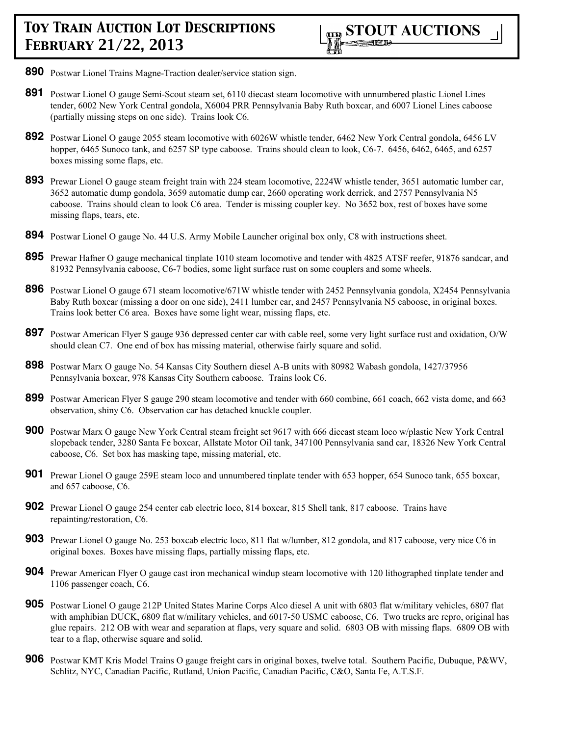**890** Postwar Lionel Trains Magne-Traction dealer/service station sign.

**891** Postwar Lionel O gauge Semi-Scout steam set, 6110 diecast steam locomotive with unnumbered plastic Lionel Lines tender, 6002 New York Central gondola, X6004 PRR Pennsylvania Baby Ruth boxcar, and 6007 Lionel Lines caboose (partially missing steps on one side). Trains look C6.

**892** Postwar Lionel O gauge 2055 steam locomotive with 6026W whistle tender, 6462 New York Central gondola, 6456 LV hopper, 6465 Sunoco tank, and 6257 SP type caboose. Trains should clean to look, C6-7. 6456, 6462, 6465, and 6257 boxes missing some flaps, etc.

**893** Prewar Lionel O gauge steam freight train with 224 steam locomotive, 2224W whistle tender, 3651 automatic lumber car, 3652 automatic dump gondola, 3659 automatic dump car, 2660 operating work derrick, and 2757 Pennsylvania N5 caboose. Trains should clean to look C6 area. Tender is missing coupler key. No 3652 box, rest of boxes have some missing flaps, tears, etc.

**894** Postwar Lionel O gauge No. 44 U.S. Army Mobile Launcher original box only, C8 with instructions sheet.

**895** Prewar Hafner O gauge mechanical tinplate 1010 steam locomotive and tender with 4825 ATSF reefer, 91876 sandcar, and 81932 Pennsylvania caboose, C6-7 bodies, some light surface rust on some couplers and some wheels.

**896** Postwar Lionel O gauge 671 steam locomotive/671W whistle tender with 2452 Pennsylvania gondola, X2454 Pennsylvania Baby Ruth boxcar (missing a door on one side), 2411 lumber car, and 2457 Pennsylvania N5 caboose, in original boxes. Trains look better C6 area. Boxes have some light wear, missing flaps, etc.

**897** Postwar American Flyer S gauge 936 depressed center car with cable reel, some very light surface rust and oxidation, O/W should clean C7. One end of box has missing material, otherwise fairly square and solid.

**898** Postwar Marx O gauge No. 54 Kansas City Southern diesel A-B units with 80982 Wabash gondola, 1427/37956 Pennsylvania boxcar, 978 Kansas City Southern caboose. Trains look C6.

**899** Postwar American Flyer S gauge 290 steam locomotive and tender with 660 combine, 661 coach, 662 vista dome, and 663 observation, shiny C6. Observation car has detached knuckle coupler.

**900** Postwar Marx O gauge New York Central steam freight set 9617 with 666 diecast steam loco w/plastic New York Central slopeback tender, 3280 Santa Fe boxcar, Allstate Motor Oil tank, 347100 Pennsylvania sand car, 18326 New York Central caboose, C6. Set box has masking tape, missing material, etc.

**901** Prewar Lionel O gauge 259E steam loco and unnumbered tinplate tender with 653 hopper, 654 Sunoco tank, 655 boxcar, and 657 caboose, C6.

**902** Prewar Lionel O gauge 254 center cab electric loco, 814 boxcar, 815 Shell tank, 817 caboose. Trains have repainting/restoration, C6.

**903** Prewar Lionel O gauge No. 253 boxcab electric loco, 811 flat w/lumber, 812 gondola, and 817 caboose, very nice C6 in original boxes. Boxes have missing flaps, partially missing flaps, etc.

**904** Prewar American Flyer O gauge cast iron mechanical windup steam locomotive with 120 lithographed tinplate tender and 1106 passenger coach, C6.

**905** Postwar Lionel O gauge 212P United States Marine Corps Alco diesel A unit with 6803 flat w/military vehicles, 6807 flat with amphibian DUCK, 6809 flat w/military vehicles, and 6017-50 USMC caboose, C6. Two trucks are repro, original has glue repairs. 212 OB with wear and separation at flaps, very square and solid. 6803 OB with missing flaps. 6809 OB with tear to a flap, otherwise square and solid.

**906** Postwar KMT Kris Model Trains O gauge freight cars in original boxes, twelve total. Southern Pacific, Dubuque, P&WV, Schlitz, NYC, Canadian Pacific, Rutland, Union Pacific, Canadian Pacific, C&O, Santa Fe, A.T.S.F.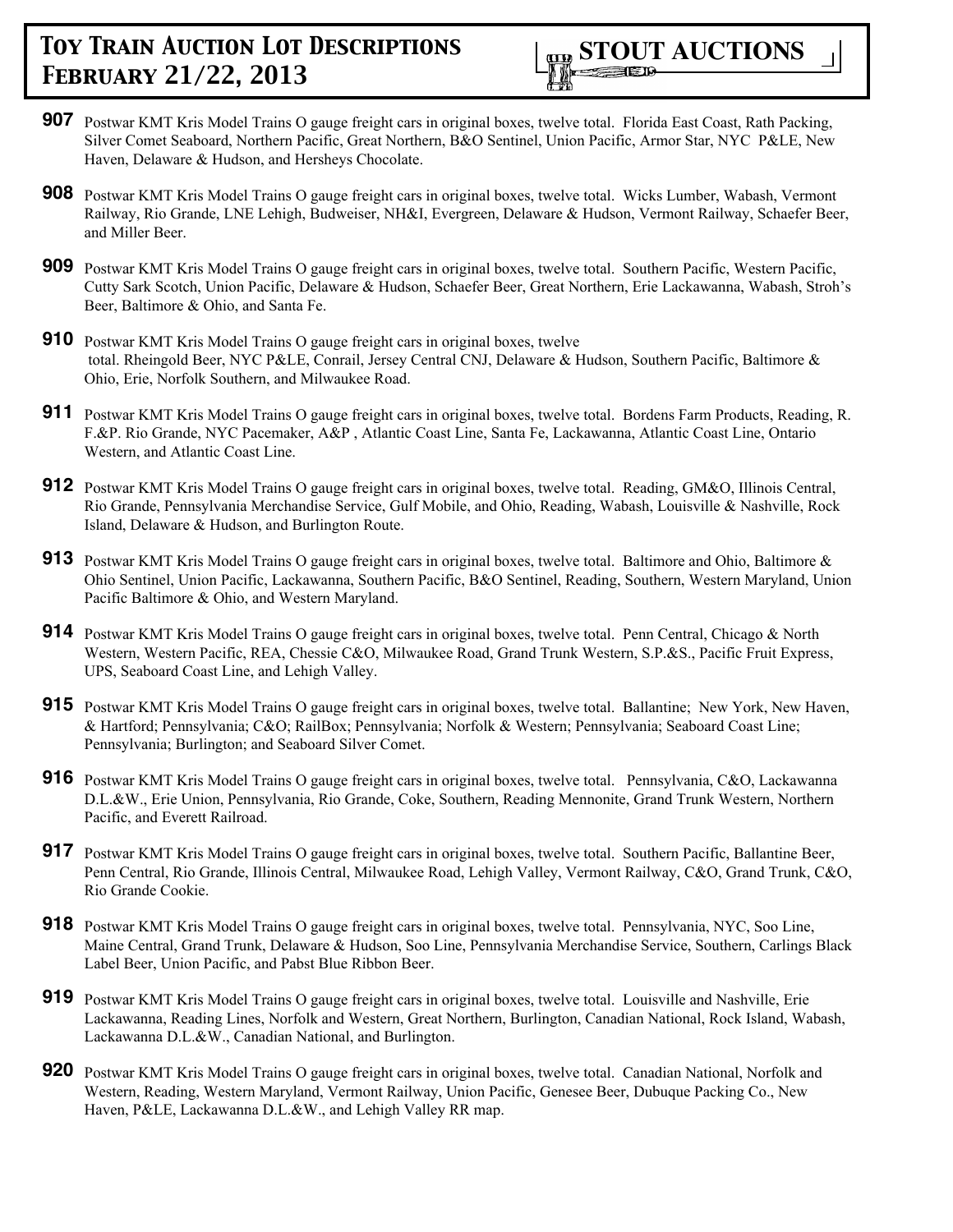**907** Postwar KMT Kris Model Trains O gauge freight cars in original boxes, twelve total. Florida East Coast, Rath Packing, Silver Comet Seaboard, Northern Pacific, Great Northern, B&O Sentinel, Union Pacific, Armor Star, NYC P&LE, New Haven, Delaware & Hudson, and Hersheys Chocolate.

**908** Postwar KMT Kris Model Trains O gauge freight cars in original boxes, twelve total. Wicks Lumber, Wabash, Vermont Railway, Rio Grande, LNE Lehigh, Budweiser, NH&I, Evergreen, Delaware & Hudson, Vermont Railway, Schaefer Beer, and Miller Beer.

**909** Postwar KMT Kris Model Trains O gauge freight cars in original boxes, twelve total. Southern Pacific, Western Pacific, Cutty Sark Scotch, Union Pacific, Delaware & Hudson, Schaefer Beer, Great Northern, Erie Lackawanna, Wabash, Stroh's Beer, Baltimore & Ohio, and Santa Fe.

**910** Postwar KMT Kris Model Trains O gauge freight cars in original boxes, twelve total. Rheingold Beer, NYC P&LE, Conrail, Jersey Central CNJ, Delaware & Hudson, Southern Pacific, Baltimore & Ohio, Erie, Norfolk Southern, and Milwaukee Road.

**911** Postwar KMT Kris Model Trains O gauge freight cars in original boxes, twelve total. Bordens Farm Products, Reading, R. F.&P. Rio Grande, NYC Pacemaker, A&P , Atlantic Coast Line, Santa Fe, Lackawanna, Atlantic Coast Line, Ontario Western, and Atlantic Coast Line.

**912** Postwar KMT Kris Model Trains O gauge freight cars in original boxes, twelve total. Reading, GM&O, Illinois Central, Rio Grande, Pennsylvania Merchandise Service, Gulf Mobile, and Ohio, Reading, Wabash, Louisville & Nashville, Rock Island, Delaware & Hudson, and Burlington Route.

**913** Postwar KMT Kris Model Trains O gauge freight cars in original boxes, twelve total. Baltimore and Ohio, Baltimore & Ohio Sentinel, Union Pacific, Lackawanna, Southern Pacific, B&O Sentinel, Reading, Southern, Western Maryland, Union Pacific Baltimore & Ohio, and Western Maryland.

**914** Postwar KMT Kris Model Trains O gauge freight cars in original boxes, twelve total. Penn Central, Chicago & North Western, Western Pacific, REA, Chessie C&O, Milwaukee Road, Grand Trunk Western, S.P.&S., Pacific Fruit Express, UPS, Seaboard Coast Line, and Lehigh Valley.

**915** Postwar KMT Kris Model Trains O gauge freight cars in original boxes, twelve total. Ballantine; New York, New Haven, & Hartford; Pennsylvania; C&O; RailBox; Pennsylvania; Norfolk & Western; Pennsylvania; Seaboard Coast Line; Pennsylvania; Burlington; and Seaboard Silver Comet.

**916** Postwar KMT Kris Model Trains O gauge freight cars in original boxes, twelve total. Pennsylvania, C&O, Lackawanna D.L.&W., Erie Union, Pennsylvania, Rio Grande, Coke, Southern, Reading Mennonite, Grand Trunk Western, Northern Pacific, and Everett Railroad.

**917** Postwar KMT Kris Model Trains O gauge freight cars in original boxes, twelve total. Southern Pacific, Ballantine Beer, Penn Central, Rio Grande, Illinois Central, Milwaukee Road, Lehigh Valley, Vermont Railway, C&O, Grand Trunk, C&O, Rio Grande Cookie.

**918** Postwar KMT Kris Model Trains O gauge freight cars in original boxes, twelve total. Pennsylvania, NYC, Soo Line, Maine Central, Grand Trunk, Delaware & Hudson, Soo Line, Pennsylvania Merchandise Service, Southern, Carlings Black Label Beer, Union Pacific, and Pabst Blue Ribbon Beer.

**919** Postwar KMT Kris Model Trains O gauge freight cars in original boxes, twelve total. Louisville and Nashville, Erie Lackawanna, Reading Lines, Norfolk and Western, Great Northern, Burlington, Canadian National, Rock Island, Wabash, Lackawanna D.L.&W., Canadian National, and Burlington.

**920** Postwar KMT Kris Model Trains O gauge freight cars in original boxes, twelve total. Canadian National, Norfolk and Western, Reading, Western Maryland, Vermont Railway, Union Pacific, Genesee Beer, Dubuque Packing Co., New Haven, P&LE, Lackawanna D.L.&W., and Lehigh Valley RR map.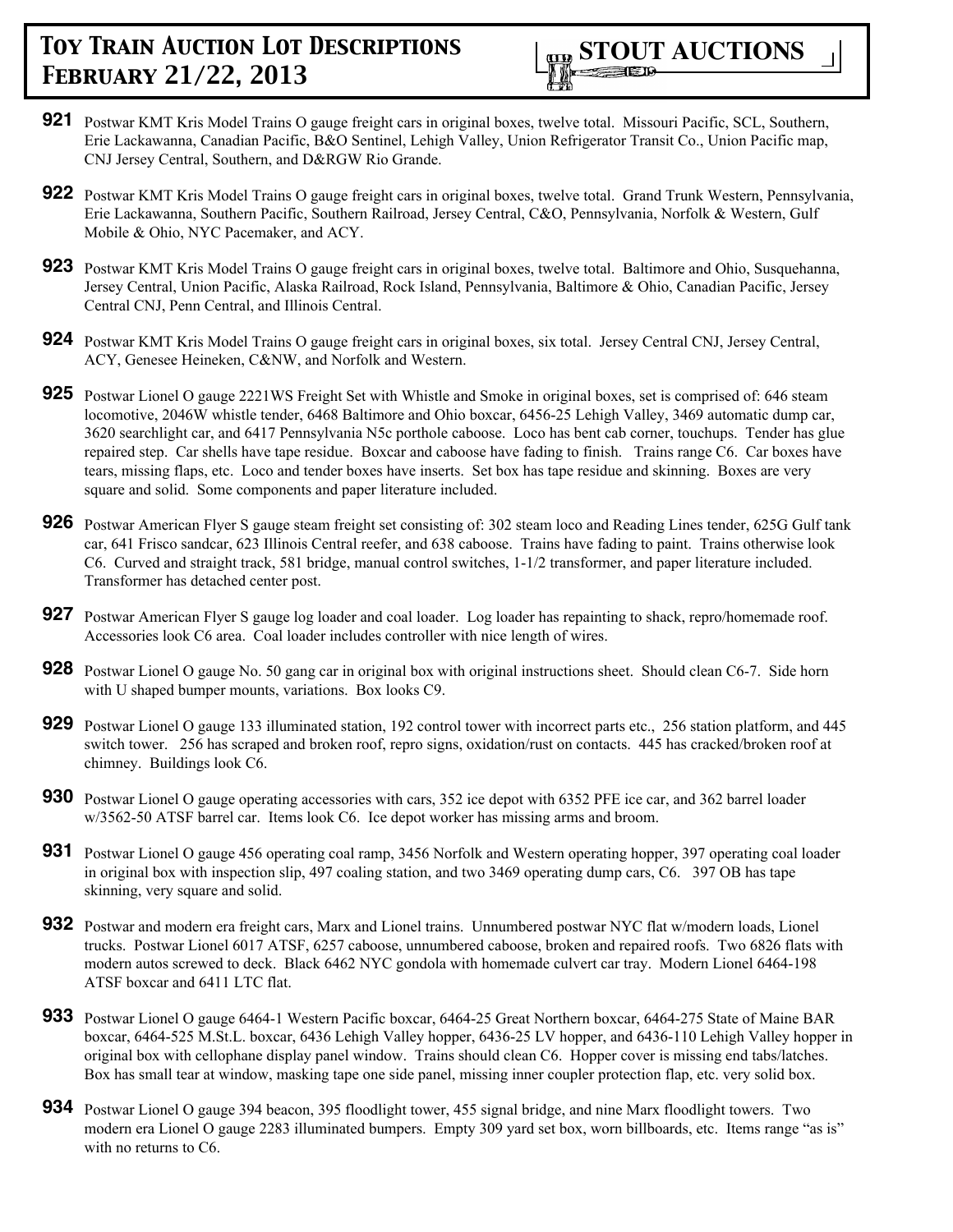**921** Postwar KMT Kris Model Trains O gauge freight cars in original boxes, twelve total. Missouri Pacific, SCL, Southern, Erie Lackawanna, Canadian Pacific, B&O Sentinel, Lehigh Valley, Union Refrigerator Transit Co., Union Pacific map, CNJ Jersey Central, Southern, and D&RGW Rio Grande.

**922** Postwar KMT Kris Model Trains O gauge freight cars in original boxes, twelve total. Grand Trunk Western, Pennsylvania, Erie Lackawanna, Southern Pacific, Southern Railroad, Jersey Central, C&O, Pennsylvania, Norfolk & Western, Gulf Mobile & Ohio, NYC Pacemaker, and ACY.

**923** Postwar KMT Kris Model Trains O gauge freight cars in original boxes, twelve total. Baltimore and Ohio, Susquehanna, Jersey Central, Union Pacific, Alaska Railroad, Rock Island, Pennsylvania, Baltimore & Ohio, Canadian Pacific, Jersey Central CNJ, Penn Central, and Illinois Central.

**924** Postwar KMT Kris Model Trains O gauge freight cars in original boxes, six total. Jersey Central CNJ, Jersey Central, ACY, Genesee Heineken, C&NW, and Norfolk and Western.

**925** Postwar Lionel O gauge 2221WS Freight Set with Whistle and Smoke in original boxes, set is comprised of: 646 steam locomotive, 2046W whistle tender, 6468 Baltimore and Ohio boxcar, 6456-25 Lehigh Valley, 3469 automatic dump car, 3620 searchlight car, and 6417 Pennsylvania N5c porthole caboose. Loco has bent cab corner, touchups. Tender has glue repaired step. Car shells have tape residue. Boxcar and caboose have fading to finish. Trains range C6. Car boxes have tears, missing flaps, etc. Loco and tender boxes have inserts. Set box has tape residue and skinning. Boxes are very square and solid. Some components and paper literature included.

**926** Postwar American Flyer S gauge steam freight set consisting of: 302 steam loco and Reading Lines tender, 625G Gulf tank car, 641 Frisco sandcar, 623 Illinois Central reefer, and 638 caboose. Trains have fading to paint. Trains otherwise look C6. Curved and straight track, 581 bridge, manual control switches, 1-1/2 transformer, and paper literature included. Transformer has detached center post.

**927** Postwar American Flyer S gauge log loader and coal loader. Log loader has repainting to shack, repro/homemade roof. Accessories look C6 area. Coal loader includes controller with nice length of wires.

**928** Postwar Lionel O gauge No. 50 gang car in original box with original instructions sheet. Should clean C6-7. Side horn with U shaped bumper mounts, variations. Box looks C9.

**929** Postwar Lionel O gauge 133 illuminated station, 192 control tower with incorrect parts etc., 256 station platform, and 445 switch tower. 256 has scraped and broken roof, repro signs, oxidation/rust on contacts. 445 has cracked/broken roof at chimney. Buildings look C6.

**930** Postwar Lionel O gauge operating accessories with cars, 352 ice depot with 6352 PFE ice car, and 362 barrel loader w/3562-50 ATSF barrel car. Items look C6. Ice depot worker has missing arms and broom.

**931** Postwar Lionel O gauge 456 operating coal ramp, 3456 Norfolk and Western operating hopper, 397 operating coal loader in original box with inspection slip, 497 coaling station, and two 3469 operating dump cars, C6. 397 OB has tape skinning, very square and solid.

**932** Postwar and modern era freight cars, Marx and Lionel trains. Unnumbered postwar NYC flat w/modern loads, Lionel trucks. Postwar Lionel 6017 ATSF, 6257 caboose, unnumbered caboose, broken and repaired roofs. Two 6826 flats with modern autos screwed to deck. Black 6462 NYC gondola with homemade culvert car tray. Modern Lionel 6464-198 ATSF boxcar and 6411 LTC flat.

**933** Postwar Lionel O gauge 6464-1 Western Pacific boxcar, 6464-25 Great Northern boxcar, 6464-275 State of Maine BAR boxcar, 6464-525 M.St.L. boxcar, 6436 Lehigh Valley hopper, 6436-25 LV hopper, and 6436-110 Lehigh Valley hopper in original box with cellophane display panel window. Trains should clean C6. Hopper cover is missing end tabs/latches. Box has small tear at window, masking tape one side panel, missing inner coupler protection flap, etc. very solid box.

**934** Postwar Lionel O gauge 394 beacon, 395 floodlight tower, 455 signal bridge, and nine Marx floodlight towers. Two modern era Lionel O gauge 2283 illuminated bumpers. Empty 309 yard set box, worn billboards, etc. Items range "as is" with no returns to C6.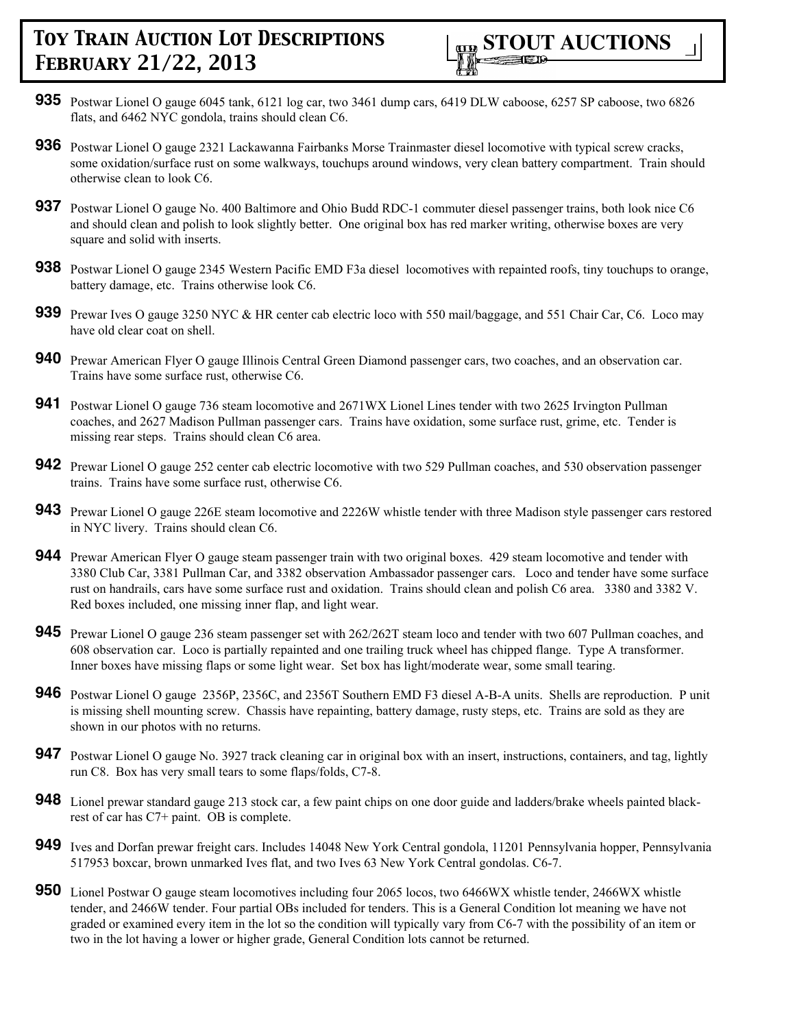**935** Postwar Lionel O gauge 6045 tank, 6121 log car, two 3461 dump cars, 6419 DLW caboose, 6257 SP caboose, two 6826 flats, and 6462 NYC gondola, trains should clean C6.

**936** Postwar Lionel O gauge 2321 Lackawanna Fairbanks Morse Trainmaster diesel locomotive with typical screw cracks, some oxidation/surface rust on some walkways, touchups around windows, very clean battery compartment. Train should otherwise clean to look C6.

**937** Postwar Lionel O gauge No. 400 Baltimore and Ohio Budd RDC-1 commuter diesel passenger trains, both look nice C6 and should clean and polish to look slightly better. One original box has red marker writing, otherwise boxes are very square and solid with inserts.

**938** Postwar Lionel O gauge 2345 Western Pacific EMD F3a diesel locomotives with repainted roofs, tiny touchups to orange, battery damage, etc. Trains otherwise look C6.

**939** Prewar Ives O gauge 3250 NYC & HR center cab electric loco with 550 mail/baggage, and 551 Chair Car, C6. Loco may have old clear coat on shell.

**940** Prewar American Flyer O gauge Illinois Central Green Diamond passenger cars, two coaches, and an observation car. Trains have some surface rust, otherwise C6.

**941** Postwar Lionel O gauge 736 steam locomotive and 2671WX Lionel Lines tender with two 2625 Irvington Pullman coaches, and 2627 Madison Pullman passenger cars. Trains have oxidation, some surface rust, grime, etc. Tender is missing rear steps. Trains should clean C6 area.

**942** Prewar Lionel O gauge 252 center cab electric locomotive with two 529 Pullman coaches, and 530 observation passenger trains. Trains have some surface rust, otherwise C6.

**943** Prewar Lionel O gauge 226E steam locomotive and 2226W whistle tender with three Madison style passenger cars restored in NYC livery. Trains should clean C6.

**944** Prewar American Flyer O gauge steam passenger train with two original boxes. 429 steam locomotive and tender with 3380 Club Car, 3381 Pullman Car, and 3382 observation Ambassador passenger cars. Loco and tender have some surface rust on handrails, cars have some surface rust and oxidation. Trains should clean and polish C6 area. 3380 and 3382 V. Red boxes included, one missing inner flap, and light wear.

**945** Prewar Lionel O gauge 236 steam passenger set with 262/262T steam loco and tender with two 607 Pullman coaches, and 608 observation car. Loco is partially repainted and one trailing truck wheel has chipped flange. Type A transformer. Inner boxes have missing flaps or some light wear. Set box has light/moderate wear, some small tearing.

**946** Postwar Lionel O gauge 2356P, 2356C, and 2356T Southern EMD F3 diesel A-B-A units. Shells are reproduction. P unit is missing shell mounting screw. Chassis have repainting, battery damage, rusty steps, etc. Trains are sold as they are shown in our photos with no returns.

**947** Postwar Lionel O gauge No. 3927 track cleaning car in original box with an insert, instructions, containers, and tag, lightly run C8. Box has very small tears to some flaps/folds, C7-8.

**948** Lionel prewar standard gauge 213 stock car, a few paint chips on one door guide and ladders/brake wheels painted black-rest of car has C7+ paint. OB is complete.

**949** Ives and Dorfan prewar freight cars. Includes 14048 New York Central gondola, 11201 Pennsylvania hopper, Pennsylvania 517953 boxcar, brown unmarked Ives flat, and two Ives 63 New York Central gondolas. C6-7.

**950** Lionel Postwar O gauge steam locomotives including four 2065 locos, two 6466WX whistle tender, 2466WX whistle tender, and 2466W tender. Four partial OBs included for tenders. This is a General Condition lot meaning we have not graded or examined every item in the lot so the condition will typically vary from C6-7 with the possibility of an item or two in the lot having a lower or higher grade, General Condition lots cannot be returned.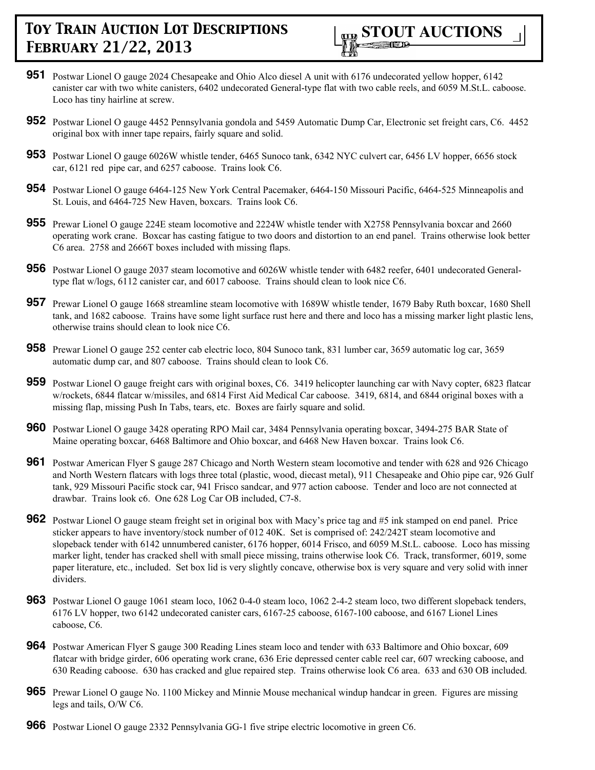**951** Postwar Lionel O gauge 2024 Chesapeake and Ohio Alco diesel A unit with 6176 undecorated yellow hopper, 6142 canister car with two white canisters, 6402 undecorated General-type flat with two cable reels, and 6059 M.St.L. caboose. Loco has tiny hairline at screw.

**952** Postwar Lionel O gauge 4452 Pennsylvania gondola and 5459 Automatic Dump Car, Electronic set freight cars, C6. 4452 original box with inner tape repairs, fairly square and solid.

**953** Postwar Lionel O gauge 6026W whistle tender, 6465 Sunoco tank, 6342 NYC culvert car, 6456 LV hopper, 6656 stock car, 6121 red pipe car, and 6257 caboose. Trains look C6.

**954** Postwar Lionel O gauge 6464-125 New York Central Pacemaker, 6464-150 Missouri Pacific, 6464-525 Minneapolis and St. Louis, and 6464-725 New Haven, boxcars. Trains look C6.

**955** Prewar Lionel O gauge 224E steam locomotive and 2224W whistle tender with X2758 Pennsylvania boxcar and 2660 operating work crane. Boxcar has casting fatigue to two doors and distortion to an end panel. Trains otherwise look better C6 area. 2758 and 2666T boxes included with missing flaps.

**956** Postwar Lionel O gauge 2037 steam locomotive and 6026W whistle tender with 6482 reefer, 6401 undecorated General-type flat w/logs, 6112 canister car, and 6017 caboose. Trains should clean to look nice C6.

**957** Prewar Lionel O gauge 1668 streamline steam locomotive with 1689W whistle tender, 1679 Baby Ruth boxcar, 1680 Shell tank, and 1682 caboose. Trains have some light surface rust here and there and loco has a missing marker light plastic lens, otherwise trains should clean to look nice C6.

**958** Prewar Lionel O gauge 252 center cab electric loco, 804 Sunoco tank, 831 lumber car, 3659 automatic log car, 3659 automatic dump car, and 807 caboose. Trains should clean to look C6.

**959** Postwar Lionel O gauge freight cars with original boxes, C6. 3419 helicopter launching car with Navy copter, 6823 flatcar w/rockets, 6844 flatcar w/missiles, and 6814 First Aid Medical Car caboose. 3419, 6814, and 6844 original boxes with a missing flap, missing Push In Tabs, tears, etc. Boxes are fairly square and solid.

**960** Postwar Lionel O gauge 3428 operating RPO Mail car, 3484 Pennsylvania operating boxcar, 3494-275 BAR State of Maine operating boxcar, 6468 Baltimore and Ohio boxcar, and 6468 New Haven boxcar. Trains look C6.

**961** Postwar American Flyer S gauge 287 Chicago and North Western steam locomotive and tender with 628 and 926 Chicago and North Western flatcars with logs three total (plastic, wood, diecast metal), 911 Chesapeake and Ohio pipe car, 926 Gulf tank, 929 Missouri Pacific stock car, 941 Frisco sandcar, and 977 action caboose. Tender and loco are not connected at drawbar. Trains look c6. One 628 Log Car OB included, C7-8.

**962** Postwar Lionel O gauge steam freight set in original box with Macy's price tag and #5 ink stamped on end panel. Price sticker appears to have inventory/stock number of 012 40K. Set is comprised of: 242/242T steam locomotive and slopeback tender with 6142 unnumbered canister, 6176 hopper, 6014 Frisco, and 6059 M.St.L. caboose. Loco has missing marker light, tender has cracked shell with small piece missing, trains otherwise look C6. Track, transformer, 6019, some paper literature, etc., included. Set box lid is very slightly concave, otherwise box is very square and very solid with inner dividers.

**963** Postwar Lionel O gauge 1061 steam loco, 1062 0-4-0 steam loco, 1062 2-4-2 steam loco, two different slopeback tenders, 6176 LV hopper, two 6142 undecorated canister cars, 6167-25 caboose, 6167-100 caboose, and 6167 Lionel Lines caboose, C6.

**964** Postwar American Flyer S gauge 300 Reading Lines steam loco and tender with 633 Baltimore and Ohio boxcar, 609 flatcar with bridge girder, 606 operating work crane, 636 Erie depressed center cable reel car, 607 wrecking caboose, and 630 Reading caboose. 630 has cracked and glue repaired step. Trains otherwise look C6 area. 633 and 630 OB included.

**965** Prewar Lionel O gauge No. 1100 Mickey and Minnie Mouse mechanical windup handcar in green. Figures are missing legs and tails, O/W C6.

**966** Postwar Lionel O gauge 2332 Pennsylvania GG-1 five stripe electric locomotive in green C6.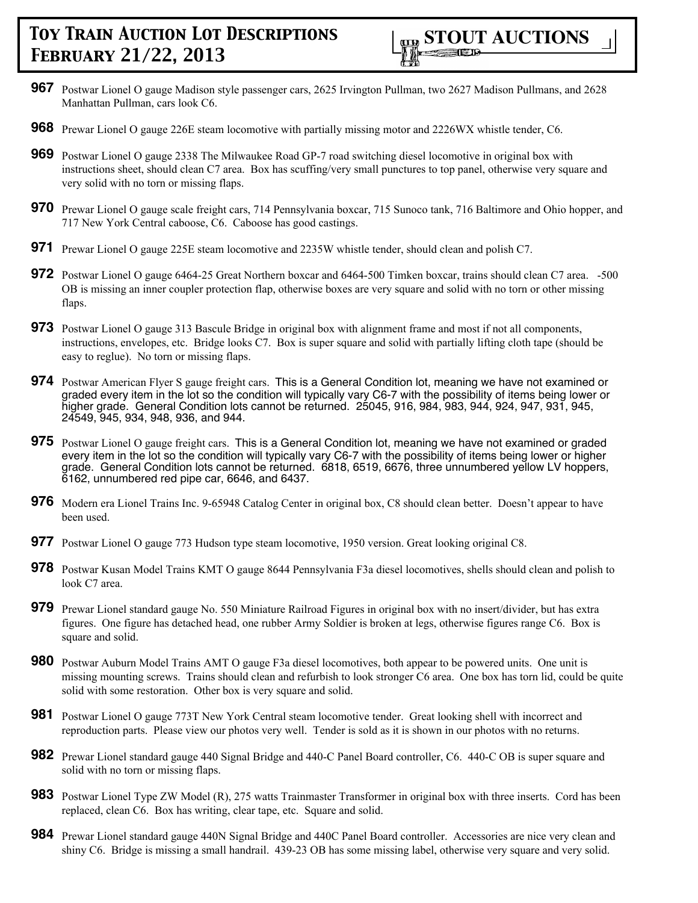**967** Postwar Lionel O gauge Madison style passenger cars, 2625 Irvington Pullman, two 2627 Madison Pullmans, and 2628 Manhattan Pullman, cars look C6.

**968** Prewar Lionel O gauge 226E steam locomotive with partially missing motor and 2226WX whistle tender, C6.

**969** Postwar Lionel O gauge 2338 The Milwaukee Road GP-7 road switching diesel locomotive in original box with instructions sheet, should clean C7 area. Box has scuffing/very small punctures to top panel, otherwise very square and very solid with no torn or missing flaps.

**970** Prewar Lionel O gauge scale freight cars, 714 Pennsylvania boxcar, 715 Sunoco tank, 716 Baltimore and Ohio hopper, and 717 New York Central caboose, C6. Caboose has good castings.

**971** Prewar Lionel O gauge 225E steam locomotive and 2235W whistle tender, should clean and polish C7.

**972** Postwar Lionel O gauge 6464-25 Great Northern boxcar and 6464-500 Timken boxcar, trains should clean C7 area. -500 OB is missing an inner coupler protection flap, otherwise boxes are very square and solid with no torn or other missing flaps.

**973** Postwar Lionel O gauge 313 Bascule Bridge in original box with alignment frame and most if not all components, instructions, envelopes, etc. Bridge looks C7. Box is super square and solid with partially lifting cloth tape (should be easy to reglue). No torn or missing flaps.

**974** Postwar American Flyer S gauge freight cars. This is a General Condition lot, meaning we have not examined or graded every item in the lot so the condition will typically vary C6-7 with the possibility of items being lower or higher grade. General Condition lots cannot be returned. 25045, 916, 984, 983, 944, 924, 947, 931, 945, 24549, 945, 934, 948, 936, and 944.

**975** Postwar Lionel O gauge freight cars. This is a General Condition lot, meaning we have not examined or graded every item in the lot so the condition will typically vary C6-7 with the possibility of items being lower or higher grade. General Condition lots cannot be returned. 6818, 6519, 6676, three unnumbered yellow LV hoppers, 6162, unnumbered red pipe car, 6646, and 6437.

**976** Modern era Lionel Trains Inc. 9-65948 Catalog Center in original box, C8 should clean better. Doesn't appear to have been used.

**977** Postwar Lionel O gauge 773 Hudson type steam locomotive, 1950 version. Great looking original C8.

**978** Postwar Kusan Model Trains KMT O gauge 8644 Pennsylvania F3a diesel locomotives, shells should clean and polish to look C7 area.

**979** Prewar Lionel standard gauge No. 550 Miniature Railroad Figures in original box with no insert/divider, but has extra figures. One figure has detached head, one rubber Army Soldier is broken at legs, otherwise figures range C6. Box is square and solid.

**980** Postwar Auburn Model Trains AMT O gauge F3a diesel locomotives, both appear to be powered units. One unit is missing mounting screws. Trains should clean and refurbish to look stronger C6 area. One box has torn lid, could be quite solid with some restoration. Other box is very square and solid.

**981** Postwar Lionel O gauge 773T New York Central steam locomotive tender. Great looking shell with incorrect and reproduction parts. Please view our photos very well. Tender is sold as it is shown in our photos with no returns.

**982** Prewar Lionel standard gauge 440 Signal Bridge and 440-C Panel Board controller, C6. 440-C OB is super square and solid with no torn or missing flaps.

**983** Postwar Lionel Type ZW Model (R), 275 watts Trainmaster Transformer in original box with three inserts. Cord has been replaced, clean C6. Box has writing, clear tape, etc. Square and solid.

**984** Prewar Lionel standard gauge 440N Signal Bridge and 440C Panel Board controller. Accessories are nice very clean and shiny C6. Bridge is missing a small handrail. 439-23 OB has some missing label, otherwise very square and very solid.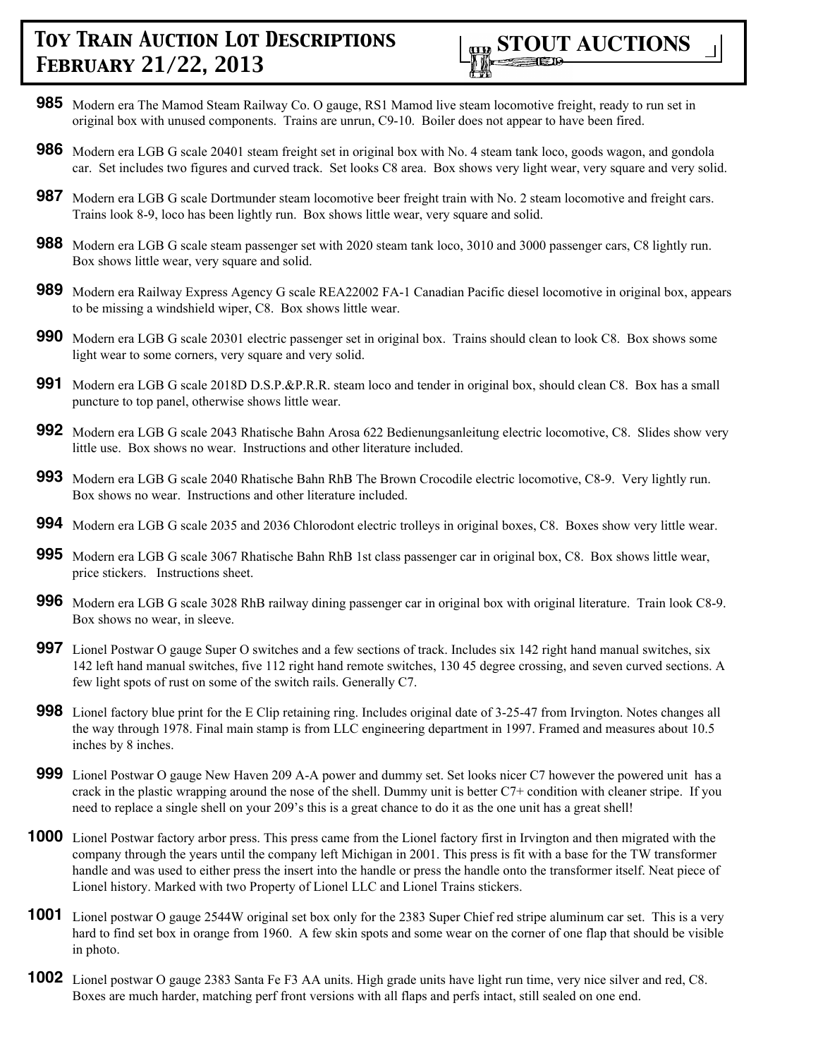**985** Modern era The Mamod Steam Railway Co. O gauge, RS1 Mamod live steam locomotive freight, ready to run set in original box with unused components. Trains are unrun, C9-10. Boiler does not appear to have been fired.

**986** Modern era LGB G scale 20401 steam freight set in original box with No. 4 steam tank loco, goods wagon, and gondola car. Set includes two figures and curved track. Set looks C8 area. Box shows very light wear, very square and very solid.

**987** Modern era LGB G scale Dortmunder steam locomotive beer freight train with No. 2 steam locomotive and freight cars. Trains look 8-9, loco has been lightly run. Box shows little wear, very square and solid.

**988** Modern era LGB G scale steam passenger set with 2020 steam tank loco, 3010 and 3000 passenger cars, C8 lightly run. Box shows little wear, very square and solid.

**989** Modern era Railway Express Agency G scale REA22002 FA-1 Canadian Pacific diesel locomotive in original box, appears to be missing a windshield wiper, C8. Box shows little wear.

**990** Modern era LGB G scale 20301 electric passenger set in original box. Trains should clean to look C8. Box shows some light wear to some corners, very square and very solid.

**991** Modern era LGB G scale 2018D D.S.P.&P.R.R. steam loco and tender in original box, should clean C8. Box has a small puncture to top panel, otherwise shows little wear.

**992** Modern era LGB G scale 2043 Rhatische Bahn Arosa 622 Bedienungsanleitung electric locomotive, C8. Slides show very little use. Box shows no wear. Instructions and other literature included.

**993** Modern era LGB G scale 2040 Rhatische Bahn RhB The Brown Crocodile electric locomotive, C8-9. Very lightly run. Box shows no wear. Instructions and other literature included.

**994** Modern era LGB G scale 2035 and 2036 Chlorodont electric trolleys in original boxes, C8. Boxes show very little wear.

**995** Modern era LGB G scale 3067 Rhatische Bahn RhB 1st class passenger car in original box, C8. Box shows little wear, price stickers. Instructions sheet.

**996** Modern era LGB G scale 3028 RhB railway dining passenger car in original box with original literature. Train look C8-9. Box shows no wear, in sleeve.

**997** Lionel Postwar O gauge Super O switches and a few sections of track. Includes six 142 right hand manual switches, six 142 left hand manual switches, five 112 right hand remote switches, 130 45 degree crossing, and seven curved sections. A few light spots of rust on some of the switch rails. Generally C7.

**998** Lionel factory blue print for the E Clip retaining ring. Includes original date of 3-25-47 from Irvington. Notes changes all the way through 1978. Final main stamp is from LLC engineering department in 1997. Framed and measures about 10.5 inches by 8 inches.

**999** Lionel Postwar O gauge New Haven 209 A-A power and dummy set. Set looks nicer C7 however the powered unit has a crack in the plastic wrapping around the nose of the shell. Dummy unit is better C7+ condition with cleaner stripe. If you need to replace a single shell on your 209's this is a great chance to do it as the one unit has a great shell!

**1000** Lionel Postwar factory arbor press. This press came from the Lionel factory first in Irvington and then migrated with the company through the years until the company left Michigan in 2001. This press is fit with a base for the TW transformer handle and was used to either press the insert into the handle or press the handle onto the transformer itself. Neat piece of Lionel history. Marked with two Property of Lionel LLC and Lionel Trains stickers.

**1001** Lionel postwar O gauge 2544W original set box only for the 2383 Super Chief red stripe aluminum car set. This is a very hard to find set box in orange from 1960. A few skin spots and some wear on the corner of one flap that should be visible in photo.

**1002** Lionel postwar O gauge 2383 Santa Fe F3 AA units. High grade units have light run time, very nice silver and red, C8. Boxes are much harder, matching perf front versions with all flaps and perfs intact, still sealed on one end.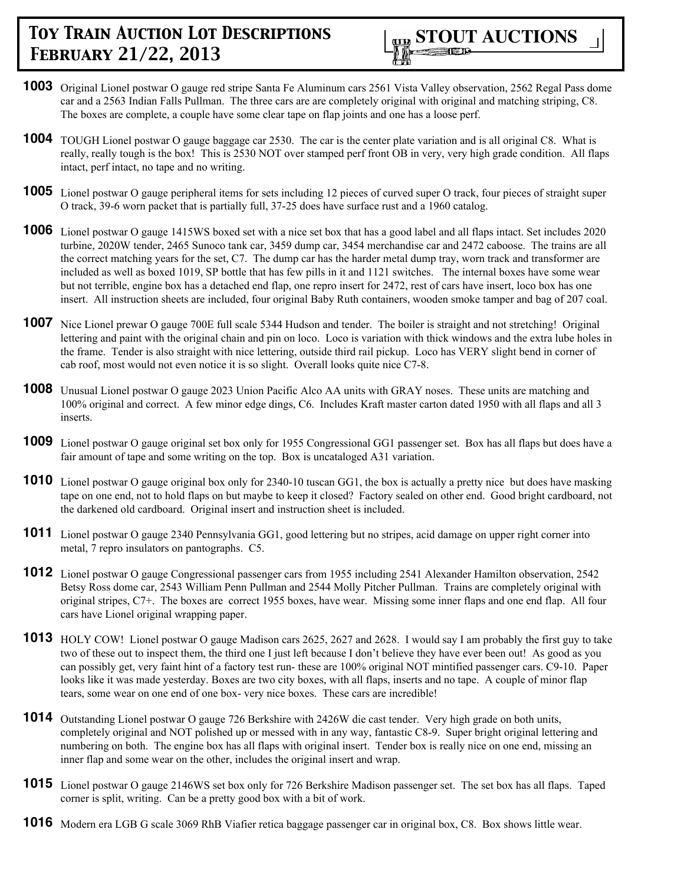**1003** Original Lionel postwar O gauge red stripe Santa Fe Aluminum cars 2561 Vista Valley observation, 2562 Regal Pass dome car and a 2563 Indian Falls Pullman. The three cars are are completely original with original and matching striping, C8. The boxes are complete, a couple have some clear tape on flap joints and one has a loose perf.

**1004** TOUGH Lionel postwar O gauge baggage car 2530. The car is the center plate variation and is all original C8. What is really, really tough is the box! This is 2530 NOT over stamped perf front OB in very, very high grade condition. All flaps intact, perf intact, no tape and no writing.

**1005** Lionel postwar O gauge peripheral items for sets including 12 pieces of curved super O track, four pieces of straight super O track, 39-6 worn packet that is partially full, 37-25 does have surface rust and a 1960 catalog.

**1006** Lionel postwar O gauge 1415WS boxed set with a nice set box that has a good label and all flaps intact. Set includes 2020 turbine, 2020W tender, 2465 Sunoco tank car, 3459 dump car, 3454 merchandise car and 2472 caboose. The trains are all the correct matching years for the set, C7. The dump car has the harder metal dump tray, worn track and transformer are included as well as boxed 1019, SP bottle that has few pills in it and 1121 switches. The internal boxes have some wear but not terrible, engine box has a detached end flap, one repro insert for 2472, rest of cars have insert, loco box has one insert. All instruction sheets are included, four original Baby Ruth containers, wooden smoke tamper and bag of 207 coal.

**1007** Nice Lionel prewar O gauge 700E full scale 5344 Hudson and tender. The boiler is straight and not stretching! Original lettering and paint with the original chain and pin on loco. Loco is variation with thick windows and the extra lube holes in the frame. Tender is also straight with nice lettering, outside third rail pickup. Loco has VERY slight bend in corner of cab roof, most would not even notice it is so slight. Overall looks quite nice C7-8.

**1008** Unusual Lionel postwar O gauge 2023 Union Pacific Alco AA units with GRAY noses. These units are matching and 100% original and correct. A few minor edge dings, C6. Includes Kraft master carton dated 1950 with all flaps and all 3 inserts.

**1009** Lionel postwar O gauge original set box only for 1955 Congressional GG1 passenger set. Box has all flaps but does have a fair amount of tape and some writing on the top. Box is uncataloged A31 variation.

**1010** Lionel postwar O gauge original box only for 2340-10 tuscan GG1, the box is actually a pretty nice but does have masking tape on one end, not to hold flaps on but maybe to keep it closed? Factory sealed on other end. Good bright cardboard, not the darkened old cardboard. Original insert and instruction sheet is included.

**1011** Lionel postwar O gauge 2340 Pennsylvania GG1, good lettering but no stripes, acid damage on upper right corner into metal, 7 repro insulators on pantographs. C5.

**1012** Lionel postwar O gauge Congressional passenger cars from 1955 including 2541 Alexander Hamilton observation, 2542 Betsy Ross dome car, 2543 William Penn Pullman and 2544 Molly Pitcher Pullman. Trains are completely original with original stripes, C7+. The boxes are correct 1955 boxes, have wear. Missing some inner flaps and one end flap. All four cars have Lionel original wrapping paper.

**1013** HOLY COW! Lionel postwar O gauge Madison cars 2625, 2627 and 2628. I would say I am probably the first guy to take two of these out to inspect them, the third one I just left because I don't believe they have ever been out! As good as you can possibly get, very faint hint of a factory test run- these are 100% original NOT mintified passenger cars. C9-10. Paper looks like it was made yesterday. Boxes are two city boxes, with all flaps, inserts and no tape. A couple of minor flap tears, some wear on one end of one box- very nice boxes. These cars are incredible!

**1014** Outstanding Lionel postwar O gauge 726 Berkshire with 2426W die cast tender. Very high grade on both units, completely original and NOT polished up or messed with in any way, fantastic C8-9. Super bright original lettering and numbering on both. The engine box has all flaps with original insert. Tender box is really nice on one end, missing an inner flap and some wear on the other, includes the original insert and wrap.

**1015** Lionel postwar O gauge 2146WS set box only for 726 Berkshire Madison passenger set. The set box has all flaps. Taped corner is split, writing. Can be a pretty good box with a bit of work.

**1016** Modern era LGB G scale 3069 RhB Viafier retica baggage passenger car in original box, C8. Box shows little wear.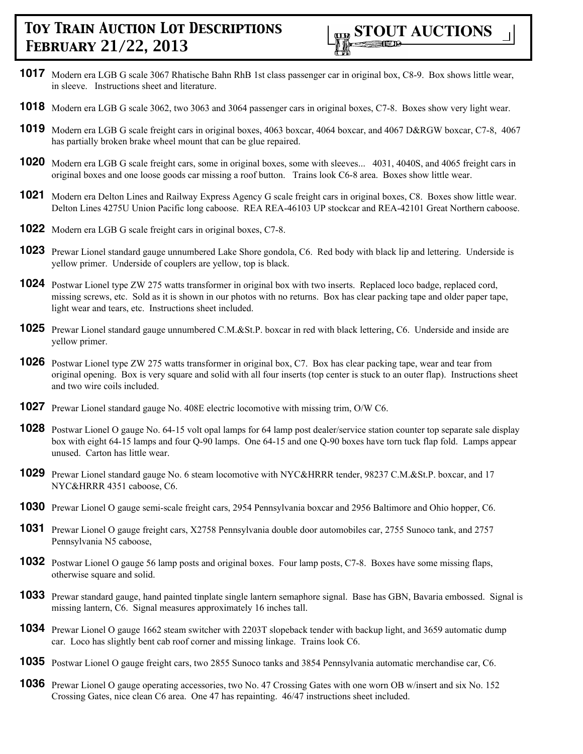**1017** Modern era LGB G scale 3067 Rhatische Bahn RhB 1st class passenger car in original box, C8-9. Box shows little wear, in sleeve. Instructions sheet and literature.

**1018** Modern era LGB G scale 3062, two 3063 and 3064 passenger cars in original boxes, C7-8. Boxes show very light wear.

**1019** Modern era LGB G scale freight cars in original boxes, 4063 boxcar, 4064 boxcar, and 4067 D&RGW boxcar, C7-8, 4067 has partially broken brake wheel mount that can be glue repaired.

**1020** Modern era LGB G scale freight cars, some in original boxes, some with sleeves... 4031, 4040S, and 4065 freight cars in original boxes and one loose goods car missing a roof button. Trains look C6-8 area. Boxes show little wear.

**1021** Modern era Delton Lines and Railway Express Agency G scale freight cars in original boxes, C8. Boxes show little wear. Delton Lines 4275U Union Pacific long caboose. REA REA-46103 UP stockcar and REA-42101 Great Northern caboose.

**1022** Modern era LGB G scale freight cars in original boxes, C7-8.

**1023** Prewar Lionel standard gauge unnumbered Lake Shore gondola, C6. Red body with black lip and lettering. Underside is yellow primer. Underside of couplers are yellow, top is black.

**1024** Postwar Lionel type ZW 275 watts transformer in original box with two inserts. Replaced loco badge, replaced cord, missing screws, etc. Sold as it is shown in our photos with no returns. Box has clear packing tape and older paper tape, light wear and tears, etc. Instructions sheet included.

**1025** Prewar Lionel standard gauge unnumbered C.M.&St.P. boxcar in red with black lettering, C6. Underside and inside are yellow primer.

**1026** Postwar Lionel type ZW 275 watts transformer in original box, C7. Box has clear packing tape, wear and tear from original opening. Box is very square and solid with all four inserts (top center is stuck to an outer flap). Instructions sheet and two wire coils included.

**1027** Prewar Lionel standard gauge No. 408E electric locomotive with missing trim, O/W C6.

**1028** Postwar Lionel O gauge No. 64-15 volt opal lamps for 64 lamp post dealer/service station counter top separate sale display box with eight 64-15 lamps and four Q-90 lamps. One 64-15 and one Q-90 boxes have torn tuck flap fold. Lamps appear unused. Carton has little wear.

**1029** Prewar Lionel standard gauge No. 6 steam locomotive with NYC&HRRR tender, 98237 C.M.&St.P. boxcar, and 17 NYC&HRRR 4351 caboose, C6.

**1030** Prewar Lionel O gauge semi-scale freight cars, 2954 Pennsylvania boxcar and 2956 Baltimore and Ohio hopper, C6.

**1031** Prewar Lionel O gauge freight cars, X2758 Pennsylvania double door automobiles car, 2755 Sunoco tank, and 2757 Pennsylvania N5 caboose,

**1032** Postwar Lionel O gauge 56 lamp posts and original boxes. Four lamp posts, C7-8. Boxes have some missing flaps, otherwise square and solid.

**1033** Prewar standard gauge, hand painted tinplate single lantern semaphore signal. Base has GBN, Bavaria embossed. Signal is missing lantern, C6. Signal measures approximately 16 inches tall.

**1034** Prewar Lionel O gauge 1662 steam switcher with 2203T slopeback tender with backup light, and 3659 automatic dump car. Loco has slightly bent cab roof corner and missing linkage. Trains look C6.

**1035** Postwar Lionel O gauge freight cars, two 2855 Sunoco tanks and 3854 Pennsylvania automatic merchandise car, C6.

**1036** Prewar Lionel O gauge operating accessories, two No. 47 Crossing Gates with one worn OB w/insert and six No. 152 Crossing Gates, nice clean C6 area. One 47 has repainting. 46/47 instructions sheet included.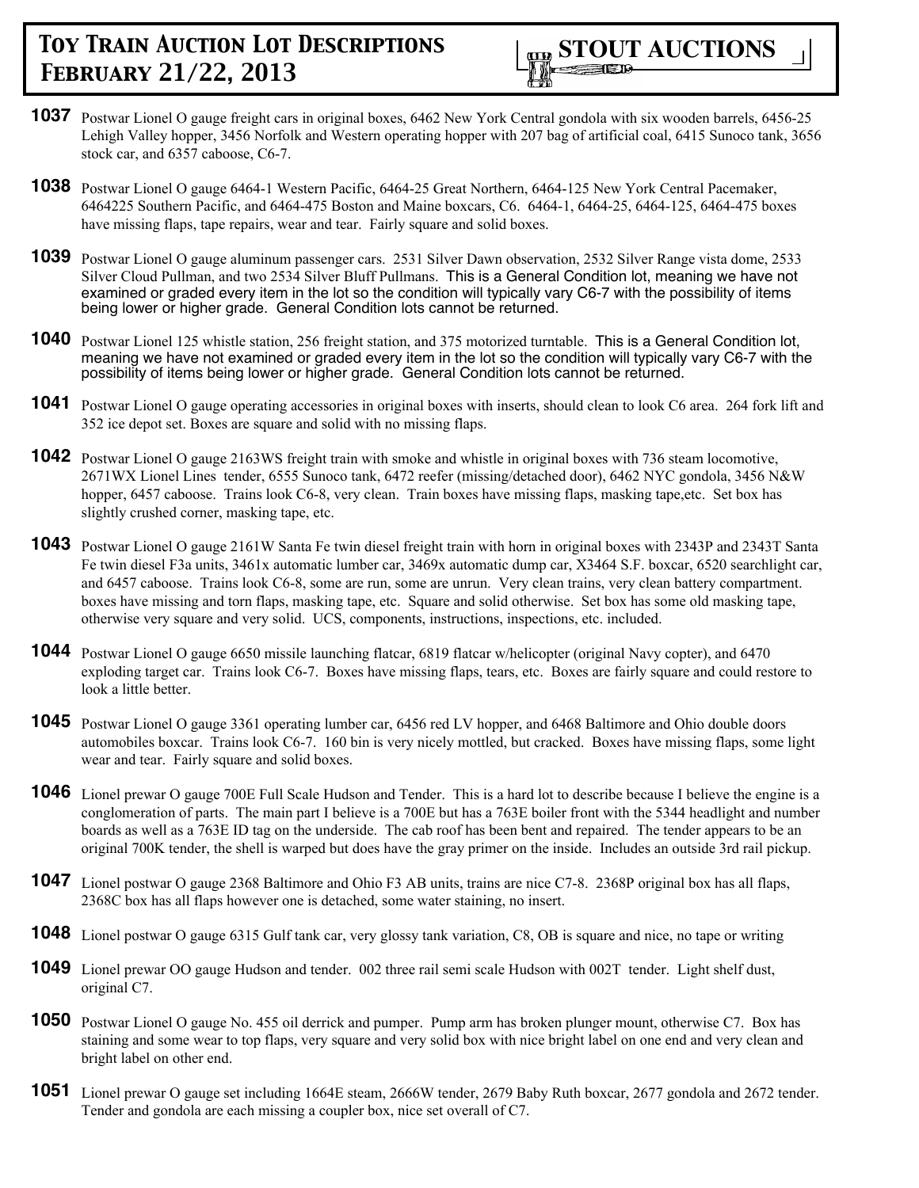**1037** Postwar Lionel O gauge freight cars in original boxes, 6462 New York Central gondola with six wooden barrels, 6456-25 Lehigh Valley hopper, 3456 Norfolk and Western operating hopper with 207 bag of artificial coal, 6415 Sunoco tank, 3656 stock car, and 6357 caboose, C6-7.

**1038** Postwar Lionel O gauge 6464-1 Western Pacific, 6464-25 Great Northern, 6464-125 New York Central Pacemaker, 6464225 Southern Pacific, and 6464-475 Boston and Maine boxcars, C6. 6464-1, 6464-25, 6464-125, 6464-475 boxes have missing flaps, tape repairs, wear and tear. Fairly square and solid boxes.

**1039** Postwar Lionel O gauge aluminum passenger cars. 2531 Silver Dawn observation, 2532 Silver Range vista dome, 2533 Silver Cloud Pullman, and two 2534 Silver Bluff Pullmans. This is a General Condition lot, meaning we have not examined or graded every item in the lot so the condition will typically vary C6-7 with the possibility of items being lower or higher grade. General Condition lots cannot be returned.

**1040** Postwar Lionel 125 whistle station, 256 freight station, and 375 motorized turntable. This is a General Condition lot, meaning we have not examined or graded every item in the lot so the condition will typically vary C6-7 with the possibility of items being lower or higher grade. General Condition lots cannot be returned.

**1041** Postwar Lionel O gauge operating accessories in original boxes with inserts, should clean to look C6 area. 264 fork lift and 352 ice depot set. Boxes are square and solid with no missing flaps.

**1042** Postwar Lionel O gauge 2163WS freight train with smoke and whistle in original boxes with 736 steam locomotive, 2671WX Lionel Lines tender, 6555 Sunoco tank, 6472 reefer (missing/detached door), 6462 NYC gondola, 3456 N&W hopper, 6457 caboose. Trains look C6-8, very clean. Train boxes have missing flaps, masking tape,etc. Set box has slightly crushed corner, masking tape, etc.

**1043** Postwar Lionel O gauge 2161W Santa Fe twin diesel freight train with horn in original boxes with 2343P and 2343T Santa Fe twin diesel F3a units, 3461x automatic lumber car, 3469x automatic dump car, X3464 S.F. boxcar, 6520 searchlight car, and 6457 caboose. Trains look C6-8, some are run, some are unrun. Very clean trains, very clean battery compartment. boxes have missing and torn flaps, masking tape, etc. Square and solid otherwise. Set box has some old masking tape, otherwise very square and very solid. UCS, components, instructions, inspections, etc. included.

**1044** Postwar Lionel O gauge 6650 missile launching flatcar, 6819 flatcar w/helicopter (original Navy copter), and 6470 exploding target car. Trains look C6-7. Boxes have missing flaps, tears, etc. Boxes are fairly square and could restore to look a little better.

**1045** Postwar Lionel O gauge 3361 operating lumber car, 6456 red LV hopper, and 6468 Baltimore and Ohio double doors automobiles boxcar. Trains look C6-7. 160 bin is very nicely mottled, but cracked. Boxes have missing flaps, some light wear and tear. Fairly square and solid boxes.

**1046** Lionel prewar O gauge 700E Full Scale Hudson and Tender. This is a hard lot to describe because I believe the engine is a conglomeration of parts. The main part I believe is a 700E but has a 763E boiler front with the 5344 headlight and number boards as well as a 763E ID tag on the underside. The cab roof has been bent and repaired. The tender appears to be an original 700K tender, the shell is warped but does have the gray primer on the inside. Includes an outside 3rd rail pickup.

**1047** Lionel postwar O gauge 2368 Baltimore and Ohio F3 AB units, trains are nice C7-8. 2368P original box has all flaps, 2368C box has all flaps however one is detached, some water staining, no insert.

**1048** Lionel postwar O gauge 6315 Gulf tank car, very glossy tank variation, C8, OB is square and nice, no tape or writing

**1049** Lionel prewar OO gauge Hudson and tender. 002 three rail semi scale Hudson with 002T tender. Light shelf dust, original C7.

**1050** Postwar Lionel O gauge No. 455 oil derrick and pumper. Pump arm has broken plunger mount, otherwise C7. Box has staining and some wear to top flaps, very square and very solid box with nice bright label on one end and very clean and bright label on other end.

**1051** Lionel prewar O gauge set including 1664E steam, 2666W tender, 2679 Baby Ruth boxcar, 2677 gondola and 2672 tender. Tender and gondola are each missing a coupler box, nice set overall of C7.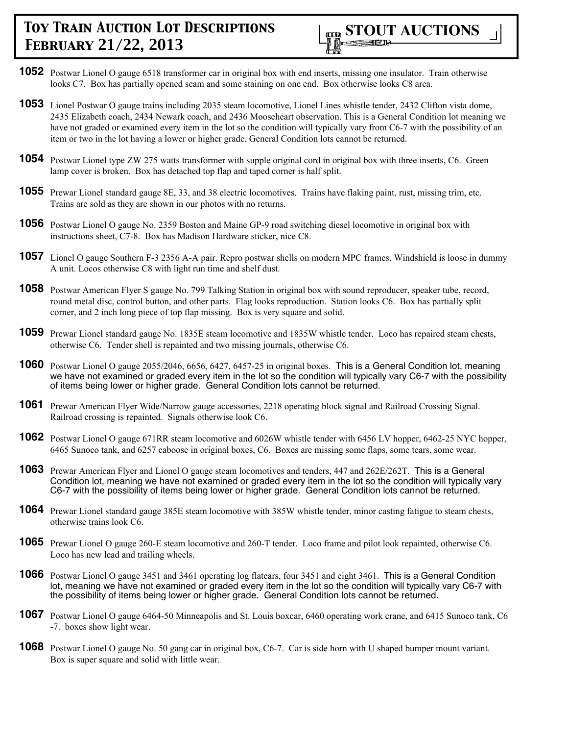**1052** Postwar Lionel O gauge 6518 transformer car in original box with end inserts, missing one insulator. Train otherwise looks C7. Box has partially opened seam and some staining on one end. Box otherwise looks C8 area.

**1053** Lionel Postwar O gauge trains including 2035 steam locomotive, Lionel Lines whistle tender, 2432 Clifton vista dome, 2435 Elizabeth coach, 2434 Newark coach, and 2436 Mooseheart observation. This is a General Condition lot meaning we have not graded or examined every item in the lot so the condition will typically vary from C6-7 with the possibility of an item or two in the lot having a lower or higher grade, General Condition lots cannot be returned.

**1054** Postwar Lionel type ZW 275 watts transformer with supple original cord in original box with three inserts, C6. Green lamp cover is broken. Box has detached top flap and taped corner is half split.

**1055** Prewar Lionel standard gauge 8E, 33, and 38 electric locomotives. Trains have flaking paint, rust, missing trim, etc. Trains are sold as they are shown in our photos with no returns.

**1056** Postwar Lionel O gauge No. 2359 Boston and Maine GP-9 road switching diesel locomotive in original box with instructions sheet, C7-8. Box has Madison Hardware sticker, nice C8.

**1057** Lionel O gauge Southern F-3 2356 A-A pair. Repro postwar shells on modern MPC frames. Windshield is loose in dummy A unit. Locos otherwise C8 with light run time and shelf dust.

**1058** Postwar American Flyer S gauge No. 799 Talking Station in original box with sound reproducer, speaker tube, record, round metal disc, control button, and other parts. Flag looks reproduction. Station looks C6. Box has partially split corner, and 2 inch long piece of top flap missing. Box is very square and solid.

**1059** Prewar Lionel standard gauge No. 1835E steam locomotive and 1835W whistle tender. Loco has repaired steam chests, otherwise C6. Tender shell is repainted and two missing journals, otherwise C6.

**1060** Postwar Lionel O gauge 2055/2046, 6656, 6427, 6457-25 in original boxes. This is a General Condition lot, meaning we have not examined or graded every item in the lot so the condition will typically vary C6-7 with the possibility of items being lower or higher grade. General Condition lots cannot be returned.

**1061** Prewar American Flyer Wide/Narrow gauge accessories, 2218 operating block signal and Railroad Crossing Signal. Railroad crossing is repainted. Signals otherwise look C6.

**1062** Postwar Lionel O gauge 671RR steam locomotive and 6026W whistle tender with 6456 LV hopper, 6462-25 NYC hopper, 6465 Sunoco tank, and 6257 caboose in original boxes, C6. Boxes are missing some flaps, some tears, some wear.

**1063** Prewar American Flyer and Lionel O gauge steam locomotives and tenders, 447 and 262E/262T. This is a General Condition lot, meaning we have not examined or graded every item in the lot so the condition will typically vary C6-7 with the possibility of items being lower or higher grade. General Condition lots cannot be returned.

**1064** Prewar Lionel standard gauge 385E steam locomotive with 385W whistle tender, minor casting fatigue to steam chests, otherwise trains look C6.

**1065** Prewar Lionel O gauge 260-E steam locomotive and 260-T tender. Loco frame and pilot look repainted, otherwise C6. Loco has new lead and trailing wheels.

**1066** Postwar Lionel O gauge 3451 and 3461 operating log flatcars, four 3451 and eight 3461. This is a General Condition lot, meaning we have not examined or graded every item in the lot so the condition will typically vary C6-7 with the possibility of items being lower or higher grade. General Condition lots cannot be returned.

**1067** Postwar Lionel O gauge 6464-50 Minneapolis and St. Louis boxcar, 6460 operating work crane, and 6415 Sunoco tank, C6 -7. boxes show light wear.

**1068** Postwar Lionel O gauge No. 50 gang car in original box, C6-7. Car is side horn with U shaped bumper mount variant. Box is super square and solid with little wear.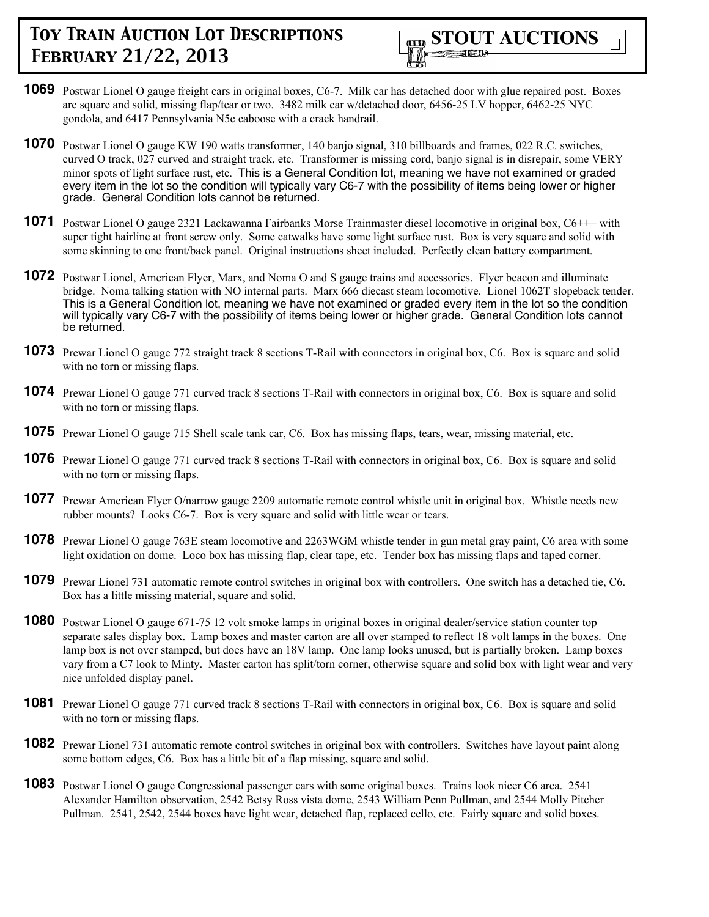**1069** Postwar Lionel O gauge freight cars in original boxes, C6-7. Milk car has detached door with glue repaired post. Boxes are square and solid, missing flap/tear or two. 3482 milk car w/detached door, 6456-25 LV hopper, 6462-25 NYC gondola, and 6417 Pennsylvania N5c caboose with a crack handrail.

**1070** Postwar Lionel O gauge KW 190 watts transformer, 140 banjo signal, 310 billboards and frames, 022 R.C. switches, curved O track, 027 curved and straight track, etc. Transformer is missing cord, banjo signal is in disrepair, some VERY minor spots of light surface rust, etc. This is a General Condition lot, meaning we have not examined or graded every item in the lot so the condition will typically vary C6-7 with the possibility of items being lower or higher grade. General Condition lots cannot be returned.

**1071** Postwar Lionel O gauge 2321 Lackawanna Fairbanks Morse Trainmaster diesel locomotive in original box, C6+++ with super tight hairline at front screw only. Some catwalks have some light surface rust. Box is very square and solid with some skinning to one front/back panel. Original instructions sheet included. Perfectly clean battery compartment.

**1072** Postwar Lionel, American Flyer, Marx, and Noma O and S gauge trains and accessories. Flyer beacon and illuminate bridge. Noma talking station with NO internal parts. Marx 666 diecast steam locomotive. Lionel 1062T slopeback tender. This is a General Condition lot, meaning we have not examined or graded every item in the lot so the condition will typically vary C6-7 with the possibility of items being lower or higher grade. General Condition lots cannot be returned.

**1073** Prewar Lionel O gauge 772 straight track 8 sections T-Rail with connectors in original box, C6. Box is square and solid with no torn or missing flaps.

**1074** Prewar Lionel O gauge 771 curved track 8 sections T-Rail with connectors in original box, C6. Box is square and solid with no torn or missing flaps.

**1075** Prewar Lionel O gauge 715 Shell scale tank car, C6. Box has missing flaps, tears, wear, missing material, etc.

**1076** Prewar Lionel O gauge 771 curved track 8 sections T-Rail with connectors in original box, C6. Box is square and solid with no torn or missing flaps.

**1077** Prewar American Flyer O/narrow gauge 2209 automatic remote control whistle unit in original box. Whistle needs new rubber mounts? Looks C6-7. Box is very square and solid with little wear or tears.

**1078** Prewar Lionel O gauge 763E steam locomotive and 2263WGM whistle tender in gun metal gray paint, C6 area with some light oxidation on dome. Loco box has missing flap, clear tape, etc. Tender box has missing flaps and taped corner.

**1079** Prewar Lionel 731 automatic remote control switches in original box with controllers. One switch has a detached tie, C6. Box has a little missing material, square and solid.

**1080** Postwar Lionel O gauge 671-75 12 volt smoke lamps in original boxes in original dealer/service station counter top separate sales display box. Lamp boxes and master carton are all over stamped to reflect 18 volt lamps in the boxes. One lamp box is not over stamped, but does have an 18V lamp. One lamp looks unused, but is partially broken. Lamp boxes vary from a C7 look to Minty. Master carton has split/torn corner, otherwise square and solid box with light wear and very nice unfolded display panel.

**1081** Prewar Lionel O gauge 771 curved track 8 sections T-Rail with connectors in original box, C6. Box is square and solid with no torn or missing flaps.

**1082** Prewar Lionel 731 automatic remote control switches in original box with controllers. Switches have layout paint along some bottom edges, C6. Box has a little bit of a flap missing, square and solid.

**1083** Postwar Lionel O gauge Congressional passenger cars with some original boxes. Trains look nicer C6 area. 2541 Alexander Hamilton observation, 2542 Betsy Ross vista dome, 2543 William Penn Pullman, and 2544 Molly Pitcher Pullman. 2541, 2542, 2544 boxes have light wear, detached flap, replaced cello, etc. Fairly square and solid boxes.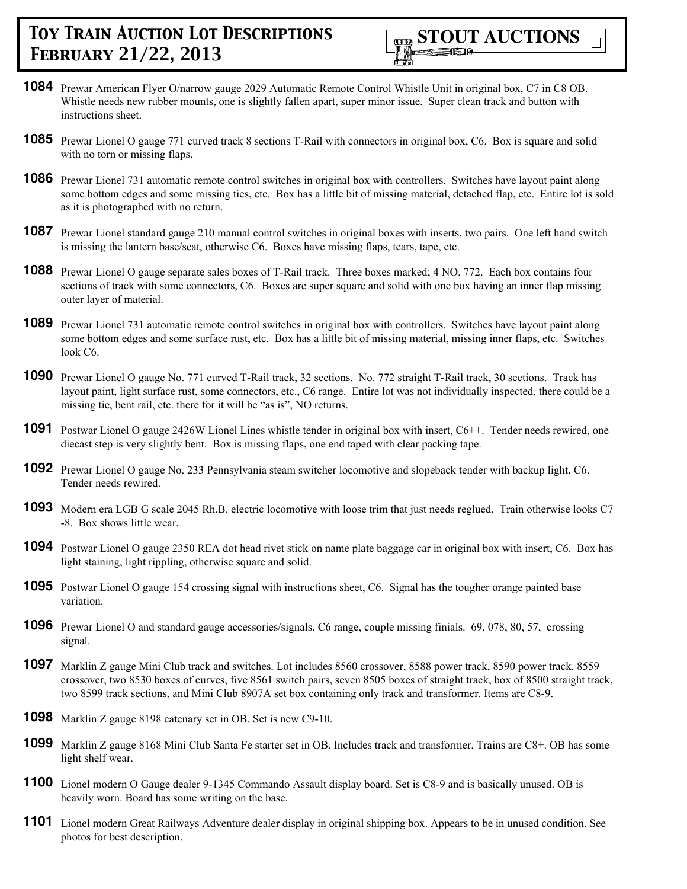**1084** Prewar American Flyer O/narrow gauge 2029 Automatic Remote Control Whistle Unit in original box, C7 in C8 OB. Whistle needs new rubber mounts, one is slightly fallen apart, super minor issue. Super clean track and button with instructions sheet.

**1085** Prewar Lionel O gauge 771 curved track 8 sections T-Rail with connectors in original box, C6. Box is square and solid with no torn or missing flaps.

**1086** Prewar Lionel 731 automatic remote control switches in original box with controllers. Switches have layout paint along some bottom edges and some missing ties, etc. Box has a little bit of missing material, detached flap, etc. Entire lot is sold as it is photographed with no return.

**1087** Prewar Lionel standard gauge 210 manual control switches in original boxes with inserts, two pairs. One left hand switch is missing the lantern base/seat, otherwise C6. Boxes have missing flaps, tears, tape, etc.

**1088** Prewar Lionel O gauge separate sales boxes of T-Rail track. Three boxes marked; 4 NO. 772. Each box contains four sections of track with some connectors, C6. Boxes are super square and solid with one box having an inner flap missing outer layer of material.

**1089** Prewar Lionel 731 automatic remote control switches in original box with controllers. Switches have layout paint along some bottom edges and some surface rust, etc. Box has a little bit of missing material, missing inner flaps, etc. Switches look C6.

**1090** Prewar Lionel O gauge No. 771 curved T-Rail track, 32 sections. No. 772 straight T-Rail track, 30 sections. Track has layout paint, light surface rust, some connectors, etc., C6 range. Entire lot was not individually inspected, there could be a missing tie, bent rail, etc. there for it will be "as is", NO returns.

**1091** Postwar Lionel O gauge 2426W Lionel Lines whistle tender in original box with insert, C6++. Tender needs rewired, one diecast step is very slightly bent. Box is missing flaps, one end taped with clear packing tape.

**1092** Prewar Lionel O gauge No. 233 Pennsylvania steam switcher locomotive and slopeback tender with backup light, C6. Tender needs rewired.

**1093** Modern era LGB G scale 2045 Rh.B. electric locomotive with loose trim that just needs reglued. Train otherwise looks C7 -8. Box shows little wear.

**1094** Postwar Lionel O gauge 2350 REA dot head rivet stick on name plate baggage car in original box with insert, C6. Box has light staining, light rippling, otherwise square and solid.

**1095** Postwar Lionel O gauge 154 crossing signal with instructions sheet, C6. Signal has the tougher orange painted base variation.

**1096** Prewar Lionel O and standard gauge accessories/signals, C6 range, couple missing finials. 69, 078, 80, 57, crossing signal.

**1097** Marklin Z gauge Mini Club track and switches. Lot includes 8560 crossover, 8588 power track, 8590 power track, 8559 crossover, two 8530 boxes of curves, five 8561 switch pairs, seven 8505 boxes of straight track, box of 8500 straight track, two 8599 track sections, and Mini Club 8907A set box containing only track and transformer. Items are C8-9.

**1098** Marklin Z gauge 8198 catenary set in OB. Set is new C9-10.

**1099** Marklin Z gauge 8168 Mini Club Santa Fe starter set in OB. Includes track and transformer. Trains are C8+. OB has some light shelf wear.

**1100** Lionel modern O Gauge dealer 9-1345 Commando Assault display board. Set is C8-9 and is basically unused. OB is heavily worn. Board has some writing on the base.

**1101** Lionel modern Great Railways Adventure dealer display in original shipping box. Appears to be in unused condition. See photos for best description.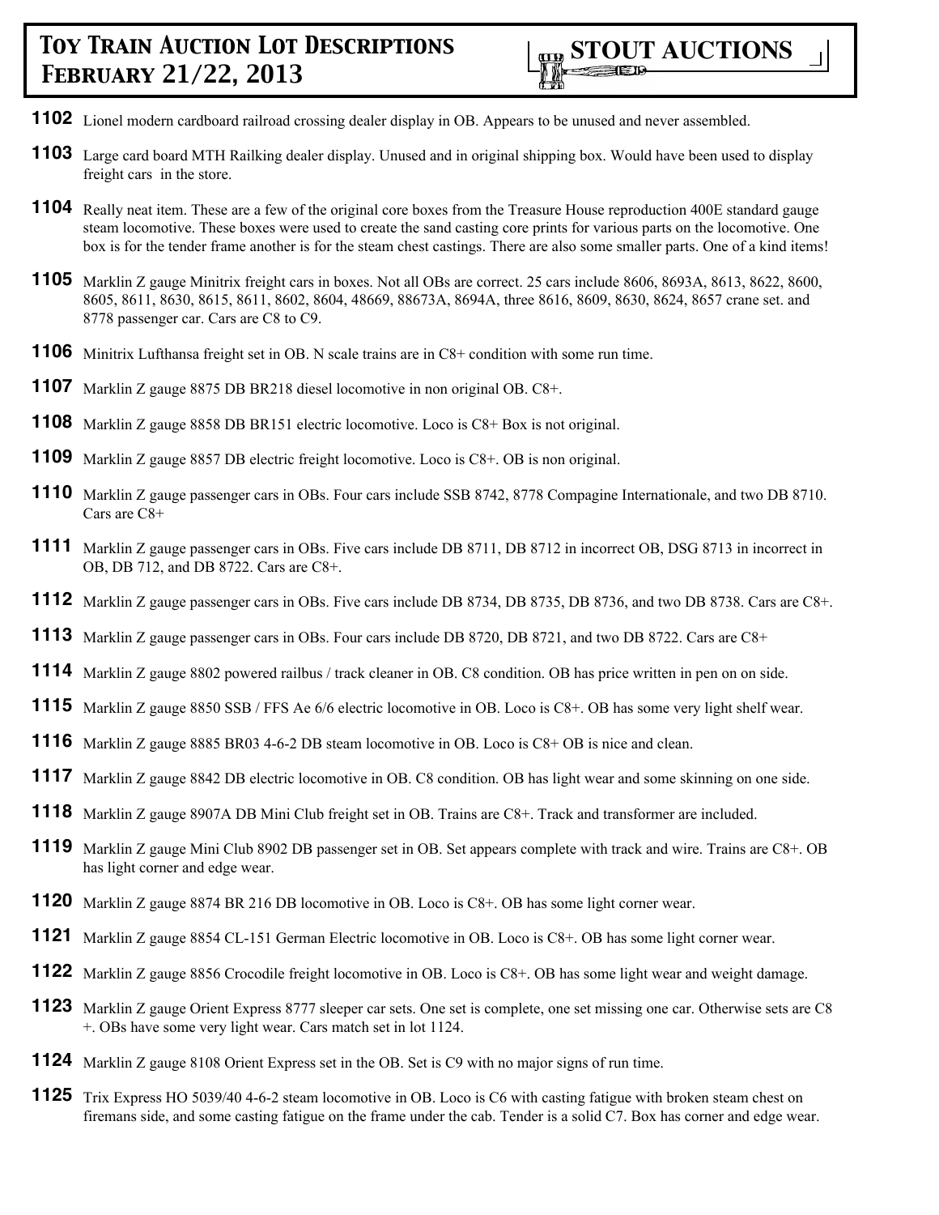# Toy Train Auction Lot Descriptions February 21/22, 2013

**STOUT AUCTIONS**

**1102** Lionel modern cardboard railroad crossing dealer display in OB. Appears to be unused and never assembled.

**1103** Large card board MTH Railking dealer display. Unused and in original shipping box. Would have been used to display freight cars in the store.

**1104** Really neat item. These are a few of the original core boxes from the Treasure House reproduction 400E standard gauge steam locomotive. These boxes were used to create the sand casting core prints for various parts on the locomotive. One box is for the tender frame another is for the steam chest castings. There are also some smaller parts. One of a kind items!

**1105** Marklin Z gauge Minitrix freight cars in boxes. Not all OBs are correct. 25 cars include 8606, 8693A, 8613, 8622, 8600, 8605, 8611, 8630, 8615, 8611, 8602, 8604, 48669, 88673A, 8694A, three 8616, 8609, 8630, 8624, 8657 crane set. and 8778 passenger car. Cars are C8 to C9.

**1106** Minitrix Lufthansa freight set in OB. N scale trains are in C8+ condition with some run time.

**1107** Marklin Z gauge 8875 DB BR218 diesel locomotive in non original OB. C8+.

**1108** Marklin Z gauge 8858 DB BR151 electric locomotive. Loco is C8+ Box is not original.

**1109** Marklin Z gauge 8857 DB electric freight locomotive. Loco is C8+. OB is non original.

**1110** Marklin Z gauge passenger cars in OBs. Four cars include SSB 8742, 8778 Compagine Internationale, and two DB 8710. Cars are C8+

**1111** Marklin Z gauge passenger cars in OBs. Five cars include DB 8711, DB 8712 in incorrect OB, DSG 8713 in incorrect in OB, DB 712, and DB 8722. Cars are C8+.

**1112** Marklin Z gauge passenger cars in OBs. Five cars include DB 8734, DB 8735, DB 8736, and two DB 8738. Cars are C8+.

**1113** Marklin Z gauge passenger cars in OBs. Four cars include DB 8720, DB 8721, and two DB 8722. Cars are C8+

**1114** Marklin Z gauge 8802 powered railbus / track cleaner in OB. C8 condition. OB has price written in pen on on side.

**1115** Marklin Z gauge 8850 SSB / FFS Ae 6/6 electric locomotive in OB. Loco is C8+. OB has some very light shelf wear.

**1116** Marklin Z gauge 8885 BR03 4-6-2 DB steam locomotive in OB. Loco is C8+ OB is nice and clean.

**1117** Marklin Z gauge 8842 DB electric locomotive in OB. C8 condition. OB has light wear and some skinning on one side.

**1118** Marklin Z gauge 8907A DB Mini Club freight set in OB. Trains are C8+. Track and transformer are included.

**1119** Marklin Z gauge Mini Club 8902 DB passenger set in OB. Set appears complete with track and wire. Trains are C8+. OB has light corner and edge wear.

**1120** Marklin Z gauge 8874 BR 216 DB locomotive in OB. Loco is C8+. OB has some light corner wear.

**1121** Marklin Z gauge 8854 CL-151 German Electric locomotive in OB. Loco is C8+. OB has some light corner wear.

**1122** Marklin Z gauge 8856 Crocodile freight locomotive in OB. Loco is C8+. OB has some light wear and weight damage.

**1123** Marklin Z gauge Orient Express 8777 sleeper car sets. One set is complete, one set missing one car. Otherwise sets are C8 +. OBs have some very light wear. Cars match set in lot 1124.

**1124** Marklin Z gauge 8108 Orient Express set in the OB. Set is C9 with no major signs of run time.

**1125** Trix Express HO 5039/40 4-6-2 steam locomotive in OB. Loco is C6 with casting fatigue with broken steam chest on firemans side, and some casting fatigue on the frame under the cab. Tender is a solid C7. Box has corner and edge wear.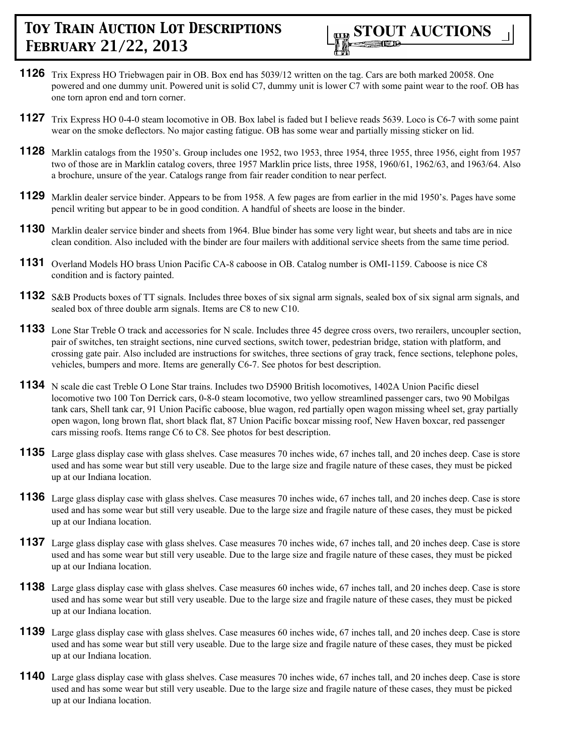# Toy Train Auction Lot Descriptions February 21/22, 2013

**STOUT AUCTIONS**

**1126** Trix Express HO Triebwagen pair in OB. Box end has 5039/12 written on the tag. Cars are both marked 20058. One powered and one dummy unit. Powered unit is solid C7, dummy unit is lower C7 with some paint wear to the roof. OB has one torn apron end and torn corner.

**1127** Trix Express HO 0-4-0 steam locomotive in OB. Box label is faded but I believe reads 5639. Loco is C6-7 with some paint wear on the smoke deflectors. No major casting fatigue. OB has some wear and partially missing sticker on lid.

**1128** Marklin catalogs from the 1950's. Group includes one 1952, two 1953, three 1954, three 1955, three 1956, eight from 1957 two of those are in Marklin catalog covers, three 1957 Marklin price lists, three 1958, 1960/61, 1962/63, and 1963/64. Also a brochure, unsure of the year. Catalogs range from fair reader condition to near perfect.

**1129** Marklin dealer service binder. Appears to be from 1958. A few pages are from earlier in the mid 1950's. Pages have some pencil writing but appear to be in good condition. A handful of sheets are loose in the binder.

**1130** Marklin dealer service binder and sheets from 1964. Blue binder has some very light wear, but sheets and tabs are in nice clean condition. Also included with the binder are four mailers with additional service sheets from the same time period.

**1131** Overland Models HO brass Union Pacific CA-8 caboose in OB. Catalog number is OMI-1159. Caboose is nice C8 condition and is factory painted.

**1132** S&B Products boxes of TT signals. Includes three boxes of six signal arm signals, sealed box of six signal arm signals, and sealed box of three double arm signals. Items are C8 to new C10.

**1133** Lone Star Treble O track and accessories for N scale. Includes three 45 degree cross overs, two rerailers, uncoupler section, pair of switches, ten straight sections, nine curved sections, switch tower, pedestrian bridge, station with platform, and crossing gate pair. Also included are instructions for switches, three sections of gray track, fence sections, telephone poles, vehicles, bumpers and more. Items are generally C6-7. See photos for best description.

**1134** N scale die cast Treble O Lone Star trains. Includes two D5900 British locomotives, 1402A Union Pacific diesel locomotive two 100 Ton Derrick cars, 0-8-0 steam locomotive, two yellow streamlined passenger cars, two 90 Mobilgas tank cars, Shell tank car, 91 Union Pacific caboose, blue wagon, red partially open wagon missing wheel set, gray partially open wagon, long brown flat, short black flat, 87 Union Pacific boxcar missing roof, New Haven boxcar, red passenger cars missing roofs. Items range C6 to C8. See photos for best description.

**1135** Large glass display case with glass shelves. Case measures 70 inches wide, 67 inches tall, and 20 inches deep. Case is store used and has some wear but still very useable. Due to the large size and fragile nature of these cases, they must be picked up at our Indiana location.

**1136** Large glass display case with glass shelves. Case measures 70 inches wide, 67 inches tall, and 20 inches deep. Case is store used and has some wear but still very useable. Due to the large size and fragile nature of these cases, they must be picked up at our Indiana location.

**1137** Large glass display case with glass shelves. Case measures 70 inches wide, 67 inches tall, and 20 inches deep. Case is store used and has some wear but still very useable. Due to the large size and fragile nature of these cases, they must be picked up at our Indiana location.

**1138** Large glass display case with glass shelves. Case measures 60 inches wide, 67 inches tall, and 20 inches deep. Case is store used and has some wear but still very useable. Due to the large size and fragile nature of these cases, they must be picked up at our Indiana location.

**1139** Large glass display case with glass shelves. Case measures 60 inches wide, 67 inches tall, and 20 inches deep. Case is store used and has some wear but still very useable. Due to the large size and fragile nature of these cases, they must be picked up at our Indiana location.

**1140** Large glass display case with glass shelves. Case measures 70 inches wide, 67 inches tall, and 20 inches deep. Case is store used and has some wear but still very useable. Due to the large size and fragile nature of these cases, they must be picked up at our Indiana location.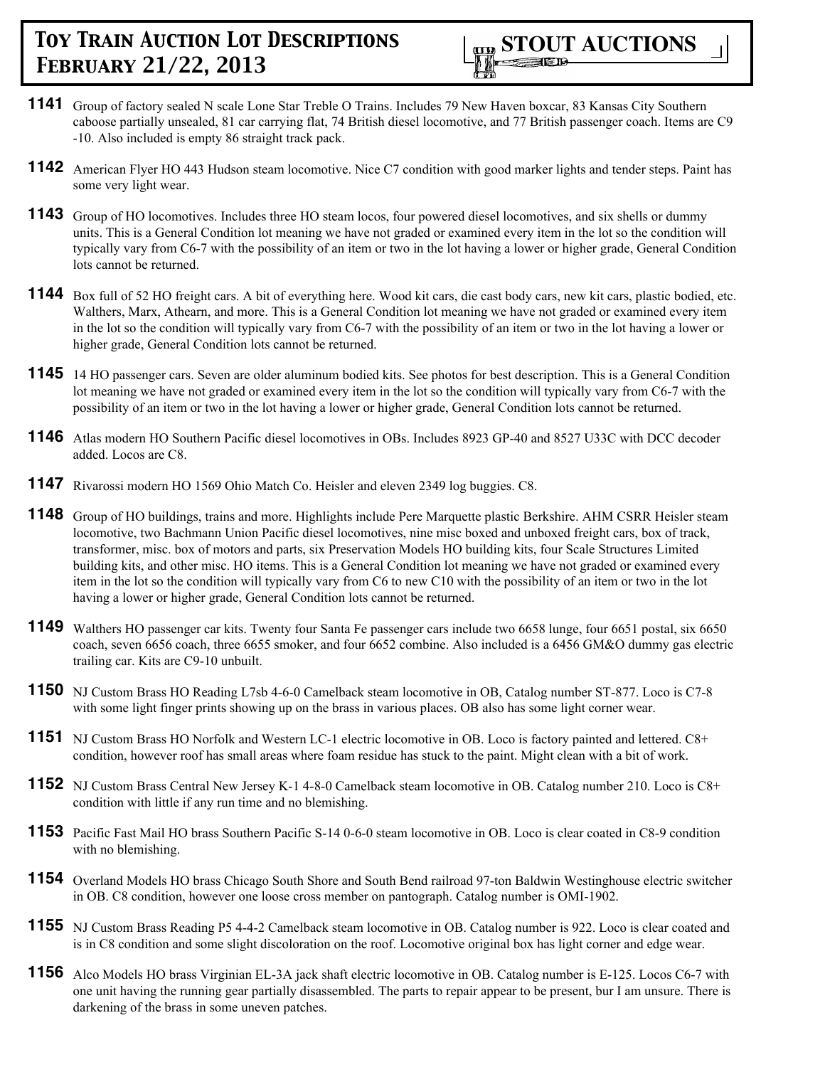**1141** Group of factory sealed N scale Lone Star Treble O Trains. Includes 79 New Haven boxcar, 83 Kansas City Southern caboose partially unsealed, 81 car carrying flat, 74 British diesel locomotive, and 77 British passenger coach. Items are C9 -10. Also included is empty 86 straight track pack.

**1142** American Flyer HO 443 Hudson steam locomotive. Nice C7 condition with good marker lights and tender steps. Paint has some very light wear.

**1143** Group of HO locomotives. Includes three HO steam locos, four powered diesel locomotives, and six shells or dummy units. This is a General Condition lot meaning we have not graded or examined every item in the lot so the condition will typically vary from C6-7 with the possibility of an item or two in the lot having a lower or higher grade, General Condition lots cannot be returned.

**1144** Box full of 52 HO freight cars. A bit of everything here. Wood kit cars, die cast body cars, new kit cars, plastic bodied, etc. Walthers, Marx, Athearn, and more. This is a General Condition lot meaning we have not graded or examined every item in the lot so the condition will typically vary from C6-7 with the possibility of an item or two in the lot having a lower or higher grade, General Condition lots cannot be returned.

**1145** 14 HO passenger cars. Seven are older aluminum bodied kits. See photos for best description. This is a General Condition lot meaning we have not graded or examined every item in the lot so the condition will typically vary from C6-7 with the possibility of an item or two in the lot having a lower or higher grade, General Condition lots cannot be returned.

**1146** Atlas modern HO Southern Pacific diesel locomotives in OBs. Includes 8923 GP-40 and 8527 U33C with DCC decoder added. Locos are C8.

**1147** Rivarossi modern HO 1569 Ohio Match Co. Heisler and eleven 2349 log buggies. C8.

**1148** Group of HO buildings, trains and more. Highlights include Pere Marquette plastic Berkshire. AHM CSRR Heisler steam locomotive, two Bachmann Union Pacific diesel locomotives, nine misc boxed and unboxed freight cars, box of track, transformer, misc. box of motors and parts, six Preservation Models HO building kits, four Scale Structures Limited building kits, and other misc. HO items. This is a General Condition lot meaning we have not graded or examined every item in the lot so the condition will typically vary from C6 to new C10 with the possibility of an item or two in the lot having a lower or higher grade, General Condition lots cannot be returned.

**1149** Walthers HO passenger car kits. Twenty four Santa Fe passenger cars include two 6658 lunge, four 6651 postal, six 6650 coach, seven 6656 coach, three 6655 smoker, and four 6652 combine. Also included is a 6456 GM&O dummy gas electric trailing car. Kits are C9-10 unbuilt.

**1150** NJ Custom Brass HO Reading L7sb 4-6-0 Camelback steam locomotive in OB, Catalog number ST-877. Loco is C7-8 with some light finger prints showing up on the brass in various places. OB also has some light corner wear.

**1151** NJ Custom Brass HO Norfolk and Western LC-1 electric locomotive in OB. Loco is factory painted and lettered. C8+ condition, however roof has small areas where foam residue has stuck to the paint. Might clean with a bit of work.

**1152** NJ Custom Brass Central New Jersey K-1 4-8-0 Camelback steam locomotive in OB. Catalog number 210. Loco is C8+ condition with little if any run time and no blemishing.

**1153** Pacific Fast Mail HO brass Southern Pacific S-14 0-6-0 steam locomotive in OB. Loco is clear coated in C8-9 condition with no blemishing.

**1154** Overland Models HO brass Chicago South Shore and South Bend railroad 97-ton Baldwin Westinghouse electric switcher in OB. C8 condition, however one loose cross member on pantograph. Catalog number is OMI-1902.

**1155** NJ Custom Brass Reading P5 4-4-2 Camelback steam locomotive in OB. Catalog number is 922. Loco is clear coated and is in C8 condition and some slight discoloration on the roof. Locomotive original box has light corner and edge wear.

**1156** Alco Models HO brass Virginian EL-3A jack shaft electric locomotive in OB. Catalog number is E-125. Locos C6-7 with one unit having the running gear partially disassembled. The parts to repair appear to be present, bur I am unsure. There is darkening of the brass in some uneven patches.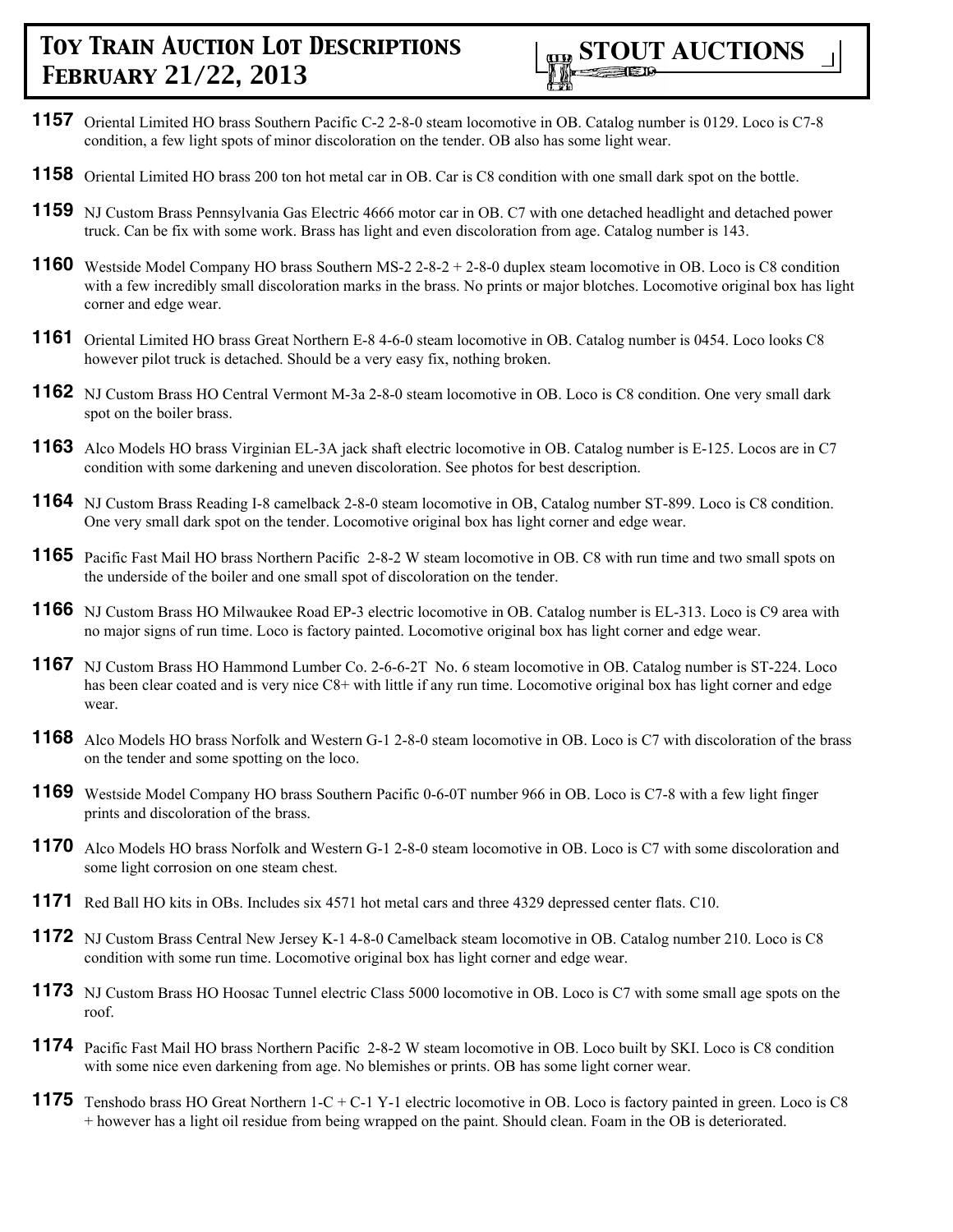**1157** Oriental Limited HO brass Southern Pacific C-2 2-8-0 steam locomotive in OB. Catalog number is 0129. Loco is C7-8 condition, a few light spots of minor discoloration on the tender. OB also has some light wear.

**1158** Oriental Limited HO brass 200 ton hot metal car in OB. Car is C8 condition with one small dark spot on the bottle.

**1159** NJ Custom Brass Pennsylvania Gas Electric 4666 motor car in OB. C7 with one detached headlight and detached power truck. Can be fix with some work. Brass has light and even discoloration from age. Catalog number is 143.

**1160** Westside Model Company HO brass Southern MS-2 2-8-2 + 2-8-0 duplex steam locomotive in OB. Loco is C8 condition with a few incredibly small discoloration marks in the brass. No prints or major blotches. Locomotive original box has light corner and edge wear.

**1161** Oriental Limited HO brass Great Northern E-8 4-6-0 steam locomotive in OB. Catalog number is 0454. Loco looks C8 however pilot truck is detached. Should be a very easy fix, nothing broken.

**1162** NJ Custom Brass HO Central Vermont M-3a 2-8-0 steam locomotive in OB. Loco is C8 condition. One very small dark spot on the boiler brass.

**1163** Alco Models HO brass Virginian EL-3A jack shaft electric locomotive in OB. Catalog number is E-125. Locos are in C7 condition with some darkening and uneven discoloration. See photos for best description.

**1164** NJ Custom Brass Reading I-8 camelback 2-8-0 steam locomotive in OB, Catalog number ST-899. Loco is C8 condition. One very small dark spot on the tender. Locomotive original box has light corner and edge wear.

**1165** Pacific Fast Mail HO brass Northern Pacific 2-8-2 W steam locomotive in OB. C8 with run time and two small spots on the underside of the boiler and one small spot of discoloration on the tender.

**1166** NJ Custom Brass HO Milwaukee Road EP-3 electric locomotive in OB. Catalog number is EL-313. Loco is C9 area with no major signs of run time. Loco is factory painted. Locomotive original box has light corner and edge wear.

**1167** NJ Custom Brass HO Hammond Lumber Co. 2-6-6-2T No. 6 steam locomotive in OB. Catalog number is ST-224. Loco has been clear coated and is very nice C8+ with little if any run time. Locomotive original box has light corner and edge wear.

**1168** Alco Models HO brass Norfolk and Western G-1 2-8-0 steam locomotive in OB. Loco is C7 with discoloration of the brass on the tender and some spotting on the loco.

**1169** Westside Model Company HO brass Southern Pacific 0-6-0T number 966 in OB. Loco is C7-8 with a few light finger prints and discoloration of the brass.

**1170** Alco Models HO brass Norfolk and Western G-1 2-8-0 steam locomotive in OB. Loco is C7 with some discoloration and some light corrosion on one steam chest.

**1171** Red Ball HO kits in OBs. Includes six 4571 hot metal cars and three 4329 depressed center flats. C10.

**1172** NJ Custom Brass Central New Jersey K-1 4-8-0 Camelback steam locomotive in OB. Catalog number 210. Loco is C8 condition with some run time. Locomotive original box has light corner and edge wear.

**1173** NJ Custom Brass HO Hoosac Tunnel electric Class 5000 locomotive in OB. Loco is C7 with some small age spots on the roof.

**1174** Pacific Fast Mail HO brass Northern Pacific 2-8-2 W steam locomotive in OB. Loco built by SKI. Loco is C8 condition with some nice even darkening from age. No blemishes or prints. OB has some light corner wear.

**1175** Tenshodo brass HO Great Northern 1-C + C-1 Y-1 electric locomotive in OB. Loco is factory painted in green. Loco is C8 + however has a light oil residue from being wrapped on the paint. Should clean. Foam in the OB is deteriorated.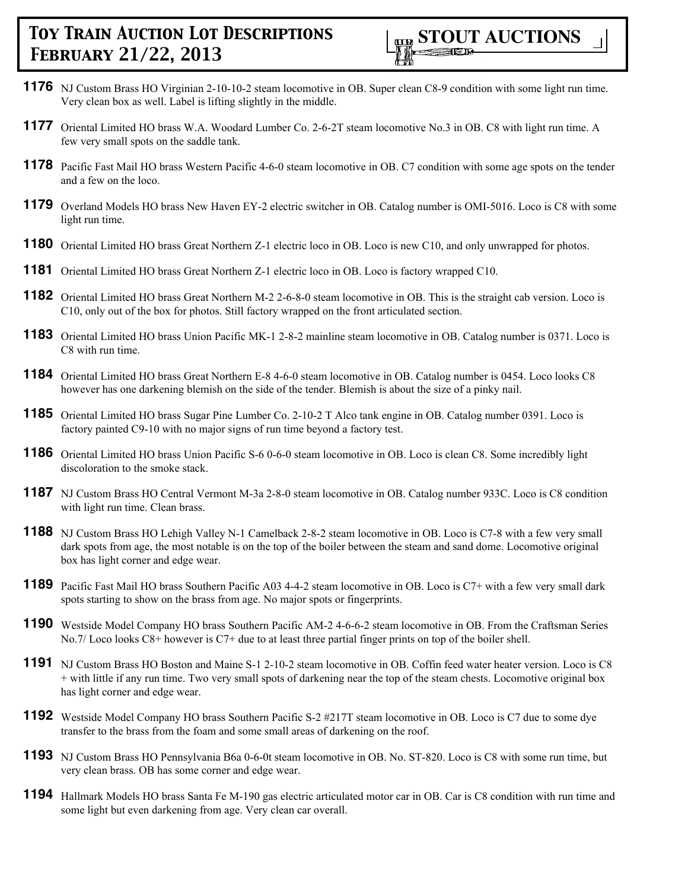**1176** NJ Custom Brass HO Virginian 2-10-10-2 steam locomotive in OB. Super clean C8-9 condition with some light run time. Very clean box as well. Label is lifting slightly in the middle.

**1177** Oriental Limited HO brass W.A. Woodard Lumber Co. 2-6-2T steam locomotive No.3 in OB. C8 with light run time. A few very small spots on the saddle tank.

**1178** Pacific Fast Mail HO brass Western Pacific 4-6-0 steam locomotive in OB. C7 condition with some age spots on the tender and a few on the loco.

**1179** Overland Models HO brass New Haven EY-2 electric switcher in OB. Catalog number is OMI-5016. Loco is C8 with some light run time.

**1180** Oriental Limited HO brass Great Northern Z-1 electric loco in OB. Loco is new C10, and only unwrapped for photos.

**1181** Oriental Limited HO brass Great Northern Z-1 electric loco in OB. Loco is factory wrapped C10.

**1182** Oriental Limited HO brass Great Northern M-2 2-6-8-0 steam locomotive in OB. This is the straight cab version. Loco is C10, only out of the box for photos. Still factory wrapped on the front articulated section.

**1183** Oriental Limited HO brass Union Pacific MK-1 2-8-2 mainline steam locomotive in OB. Catalog number is 0371. Loco is C8 with run time.

**1184** Oriental Limited HO brass Great Northern E-8 4-6-0 steam locomotive in OB. Catalog number is 0454. Loco looks C8 however has one darkening blemish on the side of the tender. Blemish is about the size of a pinky nail.

**1185** Oriental Limited HO brass Sugar Pine Lumber Co. 2-10-2 T Alco tank engine in OB. Catalog number 0391. Loco is factory painted C9-10 with no major signs of run time beyond a factory test.

**1186** Oriental Limited HO brass Union Pacific S-6 0-6-0 steam locomotive in OB. Loco is clean C8. Some incredibly light discoloration to the smoke stack.

**1187** NJ Custom Brass HO Central Vermont M-3a 2-8-0 steam locomotive in OB. Catalog number 933C. Loco is C8 condition with light run time. Clean brass.

**1188** NJ Custom Brass HO Lehigh Valley N-1 Camelback 2-8-2 steam locomotive in OB. Loco is C7-8 with a few very small dark spots from age, the most notable is on the top of the boiler between the steam and sand dome. Locomotive original box has light corner and edge wear.

**1189** Pacific Fast Mail HO brass Southern Pacific A03 4-4-2 steam locomotive in OB. Loco is C7+ with a few very small dark spots starting to show on the brass from age. No major spots or fingerprints.

**1190** Westside Model Company HO brass Southern Pacific AM-2 4-6-6-2 steam locomotive in OB. From the Craftsman Series No.7/ Loco looks C8+ however is C7+ due to at least three partial finger prints on top of the boiler shell.

**1191** NJ Custom Brass HO Boston and Maine S-1 2-10-2 steam locomotive in OB. Coffin feed water heater version. Loco is C8 + with little if any run time. Two very small spots of darkening near the top of the steam chests. Locomotive original box has light corner and edge wear.

**1192** Westside Model Company HO brass Southern Pacific S-2 #217T steam locomotive in OB. Loco is C7 due to some dye transfer to the brass from the foam and some small areas of darkening on the roof.

**1193** NJ Custom Brass HO Pennsylvania B6a 0-6-0t steam locomotive in OB. No. ST-820. Loco is C8 with some run time, but very clean brass. OB has some corner and edge wear.

**1194** Hallmark Models HO brass Santa Fe M-190 gas electric articulated motor car in OB. Car is C8 condition with run time and some light but even darkening from age. Very clean car overall.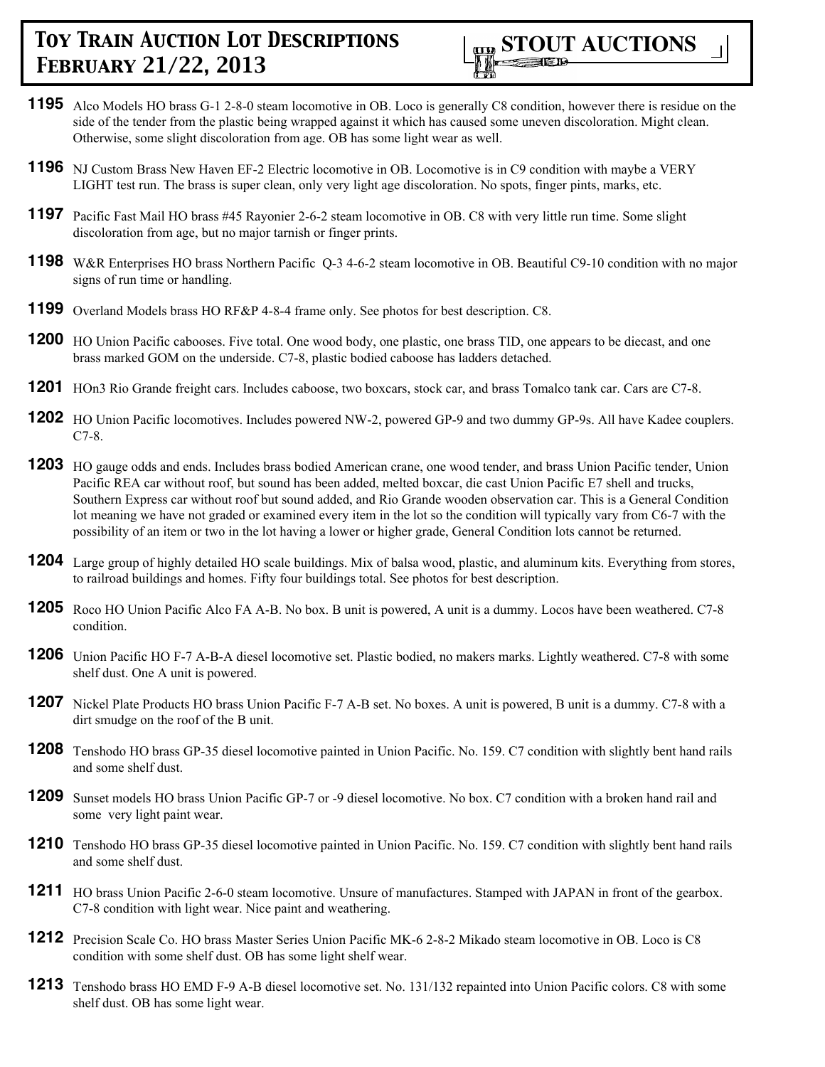**1195** Alco Models HO brass G-1 2-8-0 steam locomotive in OB. Loco is generally C8 condition, however there is residue on the side of the tender from the plastic being wrapped against it which has caused some uneven discoloration. Might clean. Otherwise, some slight discoloration from age. OB has some light wear as well.

**1196** NJ Custom Brass New Haven EF-2 Electric locomotive in OB. Locomotive is in C9 condition with maybe a VERY LIGHT test run. The brass is super clean, only very light age discoloration. No spots, finger pints, marks, etc.

**1197** Pacific Fast Mail HO brass #45 Rayonier 2-6-2 steam locomotive in OB. C8 with very little run time. Some slight discoloration from age, but no major tarnish or finger prints.

**1198** W&R Enterprises HO brass Northern Pacific Q-3 4-6-2 steam locomotive in OB. Beautiful C9-10 condition with no major signs of run time or handling.

**1199** Overland Models brass HO RF&P 4-8-4 frame only. See photos for best description. C8.

**1200** HO Union Pacific cabooses. Five total. One wood body, one plastic, one brass TID, one appears to be diecast, and one brass marked GOM on the underside. C7-8, plastic bodied caboose has ladders detached.

**1201** HOn3 Rio Grande freight cars. Includes caboose, two boxcars, stock car, and brass Tomalco tank car. Cars are C7-8.

**1202** HO Union Pacific locomotives. Includes powered NW-2, powered GP-9 and two dummy GP-9s. All have Kadee couplers. C7-8.

**1203** HO gauge odds and ends. Includes brass bodied American crane, one wood tender, and brass Union Pacific tender, Union Pacific REA car without roof, but sound has been added, melted boxcar, die cast Union Pacific E7 shell and trucks, Southern Express car without roof but sound added, and Rio Grande wooden observation car. This is a General Condition lot meaning we have not graded or examined every item in the lot so the condition will typically vary from C6-7 with the possibility of an item or two in the lot having a lower or higher grade, General Condition lots cannot be returned.

**1204** Large group of highly detailed HO scale buildings. Mix of balsa wood, plastic, and aluminum kits. Everything from stores, to railroad buildings and homes. Fifty four buildings total. See photos for best description.

**1205** Roco HO Union Pacific Alco FA A-B. No box. B unit is powered, A unit is a dummy. Locos have been weathered. C7-8 condition.

**1206** Union Pacific HO F-7 A-B-A diesel locomotive set. Plastic bodied, no makers marks. Lightly weathered. C7-8 with some shelf dust. One A unit is powered.

**1207** Nickel Plate Products HO brass Union Pacific F-7 A-B set. No boxes. A unit is powered, B unit is a dummy. C7-8 with a dirt smudge on the roof of the B unit.

**1208** Tenshodo HO brass GP-35 diesel locomotive painted in Union Pacific. No. 159. C7 condition with slightly bent hand rails and some shelf dust.

**1209** Sunset models HO brass Union Pacific GP-7 or -9 diesel locomotive. No box. C7 condition with a broken hand rail and some very light paint wear.

**1210** Tenshodo HO brass GP-35 diesel locomotive painted in Union Pacific. No. 159. C7 condition with slightly bent hand rails and some shelf dust.

**1211** HO brass Union Pacific 2-6-0 steam locomotive. Unsure of manufactures. Stamped with JAPAN in front of the gearbox. C7-8 condition with light wear. Nice paint and weathering.

**1212** Precision Scale Co. HO brass Master Series Union Pacific MK-6 2-8-2 Mikado steam locomotive in OB. Loco is C8 condition with some shelf dust. OB has some light shelf wear.

**1213** Tenshodo brass HO EMD F-9 A-B diesel locomotive set. No. 131/132 repainted into Union Pacific colors. C8 with some shelf dust. OB has some light wear.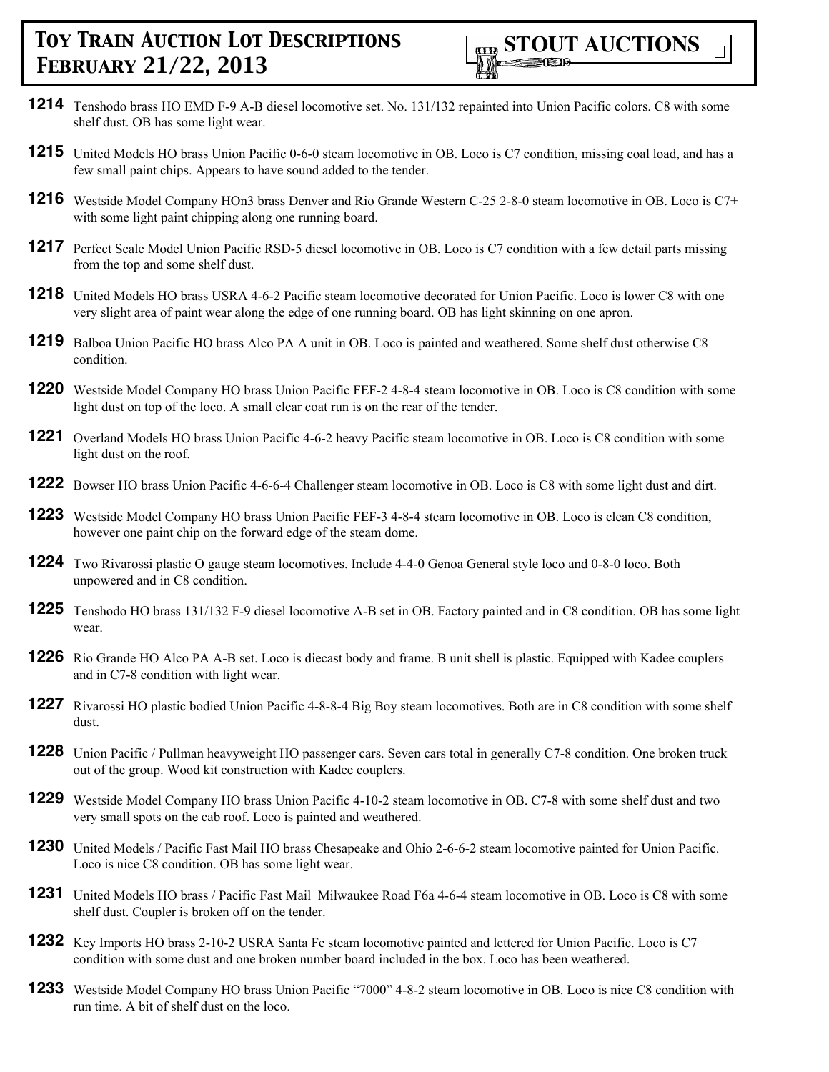**1214** Tenshodo brass HO EMD F-9 A-B diesel locomotive set. No. 131/132 repainted into Union Pacific colors. C8 with some shelf dust. OB has some light wear.

**1215** United Models HO brass Union Pacific 0-6-0 steam locomotive in OB. Loco is C7 condition, missing coal load, and has a few small paint chips. Appears to have sound added to the tender.

**1216** Westside Model Company HOn3 brass Denver and Rio Grande Western C-25 2-8-0 steam locomotive in OB. Loco is C7+ with some light paint chipping along one running board.

**1217** Perfect Scale Model Union Pacific RSD-5 diesel locomotive in OB. Loco is C7 condition with a few detail parts missing from the top and some shelf dust.

**1218** United Models HO brass USRA 4-6-2 Pacific steam locomotive decorated for Union Pacific. Loco is lower C8 with one very slight area of paint wear along the edge of one running board. OB has light skinning on one apron.

**1219** Balboa Union Pacific HO brass Alco PA A unit in OB. Loco is painted and weathered. Some shelf dust otherwise C8 condition.

**1220** Westside Model Company HO brass Union Pacific FEF-2 4-8-4 steam locomotive in OB. Loco is C8 condition with some light dust on top of the loco. A small clear coat run is on the rear of the tender.

**1221** Overland Models HO brass Union Pacific 4-6-2 heavy Pacific steam locomotive in OB. Loco is C8 condition with some light dust on the roof.

**1222** Bowser HO brass Union Pacific 4-6-6-4 Challenger steam locomotive in OB. Loco is C8 with some light dust and dirt.

**1223** Westside Model Company HO brass Union Pacific FEF-3 4-8-4 steam locomotive in OB. Loco is clean C8 condition, however one paint chip on the forward edge of the steam dome.

**1224** Two Rivarossi plastic O gauge steam locomotives. Include 4-4-0 Genoa General style loco and 0-8-0 loco. Both unpowered and in C8 condition.

**1225** Tenshodo HO brass 131/132 F-9 diesel locomotive A-B set in OB. Factory painted and in C8 condition. OB has some light wear.

**1226** Rio Grande HO Alco PA A-B set. Loco is diecast body and frame. B unit shell is plastic. Equipped with Kadee couplers and in C7-8 condition with light wear.

**1227** Rivarossi HO plastic bodied Union Pacific 4-8-8-4 Big Boy steam locomotives. Both are in C8 condition with some shelf dust.

**1228** Union Pacific / Pullman heavyweight HO passenger cars. Seven cars total in generally C7-8 condition. One broken truck out of the group. Wood kit construction with Kadee couplers.

**1229** Westside Model Company HO brass Union Pacific 4-10-2 steam locomotive in OB. C7-8 with some shelf dust and two very small spots on the cab roof. Loco is painted and weathered.

**1230** United Models / Pacific Fast Mail HO brass Chesapeake and Ohio 2-6-6-2 steam locomotive painted for Union Pacific. Loco is nice C8 condition. OB has some light wear.

**1231** United Models HO brass / Pacific Fast Mail Milwaukee Road F6a 4-6-4 steam locomotive in OB. Loco is C8 with some shelf dust. Coupler is broken off on the tender.

**1232** Key Imports HO brass 2-10-2 USRA Santa Fe steam locomotive painted and lettered for Union Pacific. Loco is C7 condition with some dust and one broken number board included in the box. Loco has been weathered.

**1233** Westside Model Company HO brass Union Pacific "7000" 4-8-2 steam locomotive in OB. Loco is nice C8 condition with run time. A bit of shelf dust on the loco.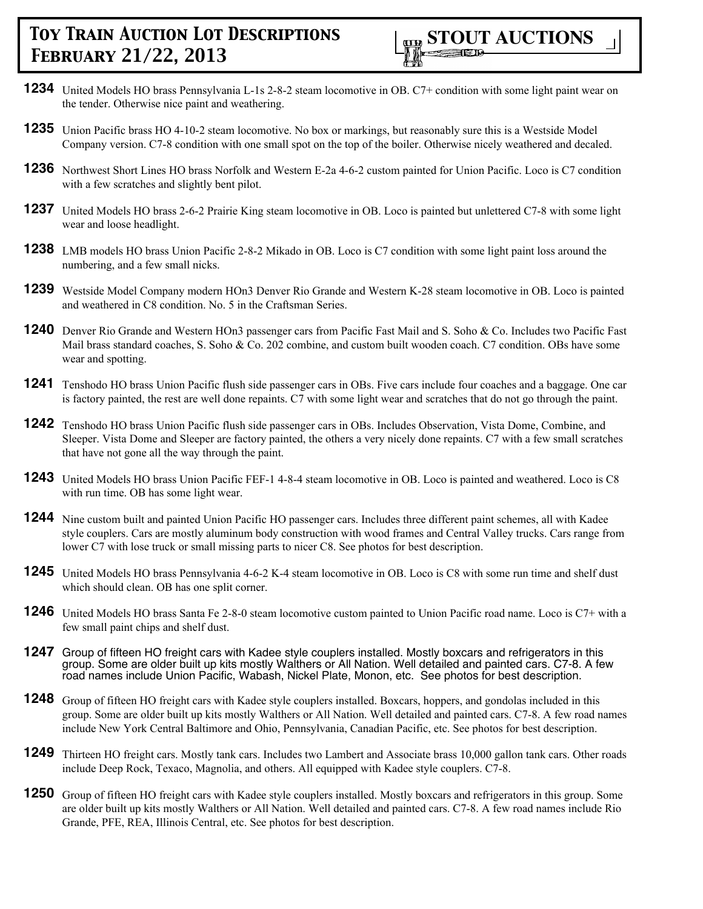**1234** United Models HO brass Pennsylvania L-1s 2-8-2 steam locomotive in OB. C7+ condition with some light paint wear on the tender. Otherwise nice paint and weathering.

**1235** Union Pacific brass HO 4-10-2 steam locomotive. No box or markings, but reasonably sure this is a Westside Model Company version. C7-8 condition with one small spot on the top of the boiler. Otherwise nicely weathered and decaled.

**1236** Northwest Short Lines HO brass Norfolk and Western E-2a 4-6-2 custom painted for Union Pacific. Loco is C7 condition with a few scratches and slightly bent pilot.

**1237** United Models HO brass 2-6-2 Prairie King steam locomotive in OB. Loco is painted but unlettered C7-8 with some light wear and loose headlight.

**1238** LMB models HO brass Union Pacific 2-8-2 Mikado in OB. Loco is C7 condition with some light paint loss around the numbering, and a few small nicks.

**1239** Westside Model Company modern HOn3 Denver Rio Grande and Western K-28 steam locomotive in OB. Loco is painted and weathered in C8 condition. No. 5 in the Craftsman Series.

**1240** Denver Rio Grande and Western HOn3 passenger cars from Pacific Fast Mail and S. Soho & Co. Includes two Pacific Fast Mail brass standard coaches, S. Soho & Co. 202 combine, and custom built wooden coach. C7 condition. OBs have some wear and spotting.

**1241** Tenshodo HO brass Union Pacific flush side passenger cars in OBs. Five cars include four coaches and a baggage. One car is factory painted, the rest are well done repaints. C7 with some light wear and scratches that do not go through the paint.

**1242** Tenshodo HO brass Union Pacific flush side passenger cars in OBs. Includes Observation, Vista Dome, Combine, and Sleeper. Vista Dome and Sleeper are factory painted, the others a very nicely done repaints. C7 with a few small scratches that have not gone all the way through the paint.

**1243** United Models HO brass Union Pacific FEF-1 4-8-4 steam locomotive in OB. Loco is painted and weathered. Loco is C8 with run time. OB has some light wear.

**1244** Nine custom built and painted Union Pacific HO passenger cars. Includes three different paint schemes, all with Kadee style couplers. Cars are mostly aluminum body construction with wood frames and Central Valley trucks. Cars range from lower C7 with lose truck or small missing parts to nicer C8. See photos for best description.

**1245** United Models HO brass Pennsylvania 4-6-2 K-4 steam locomotive in OB. Loco is C8 with some run time and shelf dust which should clean. OB has one split corner.

**1246** United Models HO brass Santa Fe 2-8-0 steam locomotive custom painted to Union Pacific road name. Loco is C7+ with a few small paint chips and shelf dust.

**1247** Group of fifteen HO freight cars with Kadee style couplers installed. Mostly boxcars and refrigerators in this group. Some are older built up kits mostly Walthers or All Nation. Well detailed and painted cars. C7-8. A few road names include Union Pacific, Wabash, Nickel Plate, Monon, etc. See photos for best description.

**1248** Group of fifteen HO freight cars with Kadee style couplers installed. Boxcars, hoppers, and gondolas included in this group. Some are older built up kits mostly Walthers or All Nation. Well detailed and painted cars. C7-8. A few road names include New York Central Baltimore and Ohio, Pennsylvania, Canadian Pacific, etc. See photos for best description.

**1249** Thirteen HO freight cars. Mostly tank cars. Includes two Lambert and Associate brass 10,000 gallon tank cars. Other roads include Deep Rock, Texaco, Magnolia, and others. All equipped with Kadee style couplers. C7-8.

**1250** Group of fifteen HO freight cars with Kadee style couplers installed. Mostly boxcars and refrigerators in this group. Some are older built up kits mostly Walthers or All Nation. Well detailed and painted cars. C7-8. A few road names include Rio Grande, PFE, REA, Illinois Central, etc. See photos for best description.